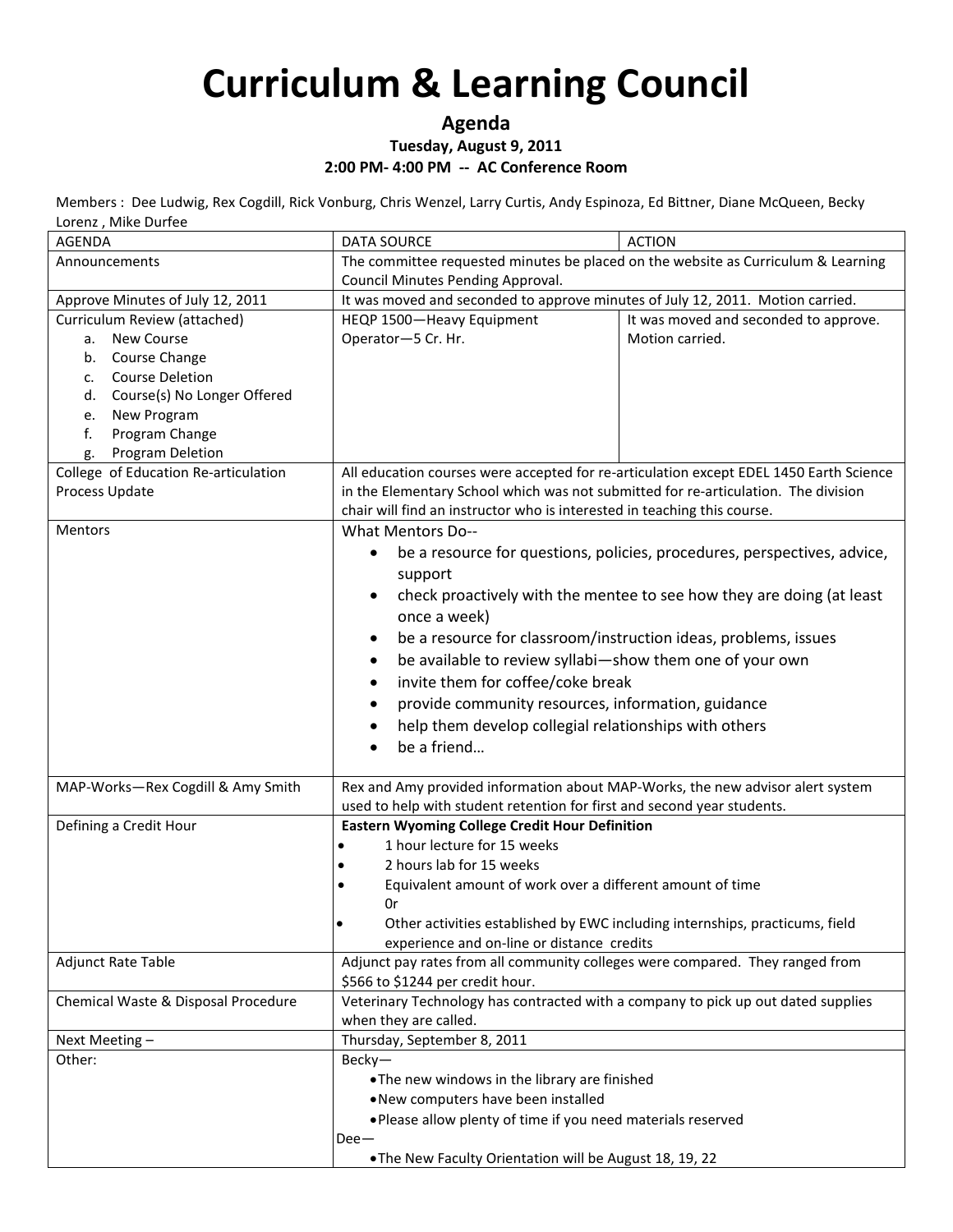# Curriculum & Learning Council

**Agenda**

**Tuesday, August 9, 2011**

**2:00 PM- 4:00 PM -- AC Conference Room**

Members : Dee Ludwig, Rex Cogdill, Rick Vonburg, Chris Wenzel, Larry Curtis, Andy Espinoza, Ed Bittner, Diane McQueen, Becky Lorenz , Mike Durfee

| AGENDA | DATA SOURCE | ACTION |
|---|---|---|
| Announcements | The committee requested minutes be placed on the website as Curriculum & Learning Council Minutes Pending Approval. | |
| Approve Minutes of July 12, 2011 | It was moved and seconded to approve minutes of July 12, 2011. Motion carried. | |
| Curriculum Review (attached)<br>a. New Course<br>b. Course Change<br>c. Course Deletion<br>d. Course(s) No Longer Offered<br>e. New Program<br>f. Program Change<br>g. Program Deletion | HEQP 1500—Heavy Equipment Operator—5 Cr. Hr. | It was moved and seconded to approve. Motion carried. |
| College of Education Re-articulation Process Update | All education courses were accepted for re-articulation except EDEL 1450 Earth Science in the Elementary School which was not submitted for re-articulation. The division chair will find an instructor who is interested in teaching this course. | |
| Mentors | What Mentors Do--<br>• be a resource for questions, policies, procedures, perspectives, advice, support<br>• check proactively with the mentee to see how they are doing (at least once a week)<br>• be a resource for classroom/instruction ideas, problems, issues<br>• be available to review syllabi—show them one of your own<br>• invite them for coffee/coke break<br>• provide community resources, information, guidance<br>• help them develop collegial relationships with others<br>• be a friend… | |
| MAP-Works—Rex Cogdill & Amy Smith | Rex and Amy provided information about MAP-Works, the new advisor alert system used to help with student retention for first and second year students. | |
| Defining a Credit Hour | **Eastern Wyoming College Credit Hour Definition**<br>• 1 hour lecture for 15 weeks<br>• 2 hours lab for 15 weeks<br>• Equivalent amount of work over a different amount of time<br>0r<br>• Other activities established by EWC including internships, practicums, field experience and on-line or distance credits | |
| Adjunct Rate Table | Adjunct pay rates from all community colleges were compared. They ranged from $566 to $1244 per credit hour. | |
| Chemical Waste & Disposal Procedure | Veterinary Technology has contracted with a company to pick up out dated supplies when they are called. | |
| Next Meeting – | Thursday, September 8, 2011 | |
| Other: | Becky—<br>• The new windows in the library are finished<br>• New computers have been installed<br>• Please allow plenty of time if you need materials reserved<br>Dee—<br>• The New Faculty Orientation will be August 18, 19, 22 | |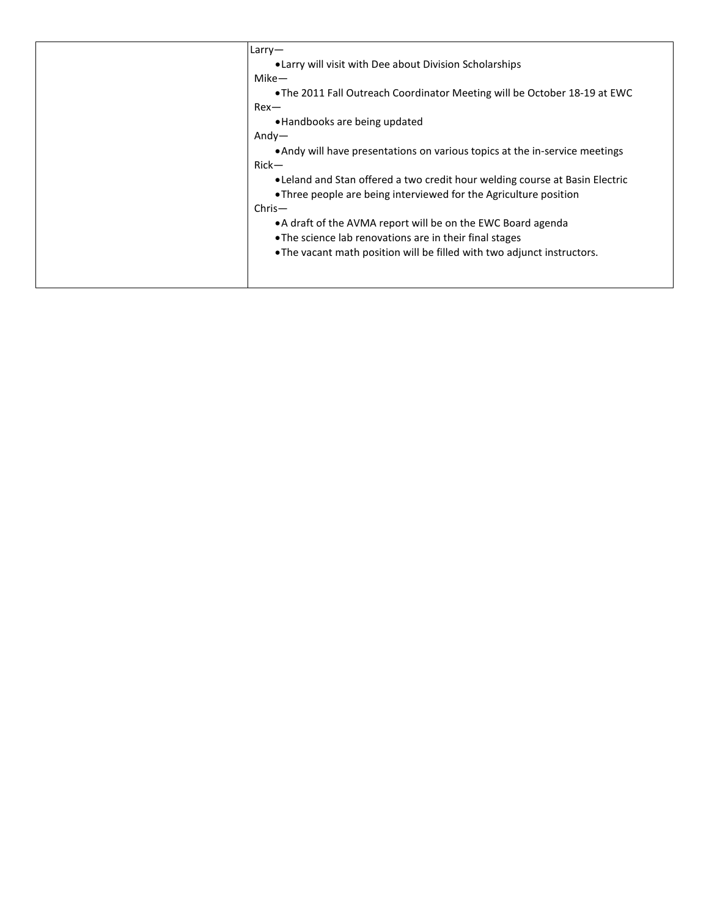| | |
|---|---|
| | Larry—<br>• Larry will visit with Dee about Division Scholarships<br>Mike—<br>• The 2011 Fall Outreach Coordinator Meeting will be October 18-19 at EWC<br>Rex—<br>• Handbooks are being updated<br>Andy—<br>• Andy will have presentations on various topics at the in-service meetings<br>Rick—<br>• Leland and Stan offered a two credit hour welding course at Basin Electric<br>• Three people are being interviewed for the Agriculture position<br>Chris—<br>• A draft of the AVMA report will be on the EWC Board agenda<br>• The science lab renovations are in their final stages<br>• The vacant math position will be filled with two adjunct instructors. |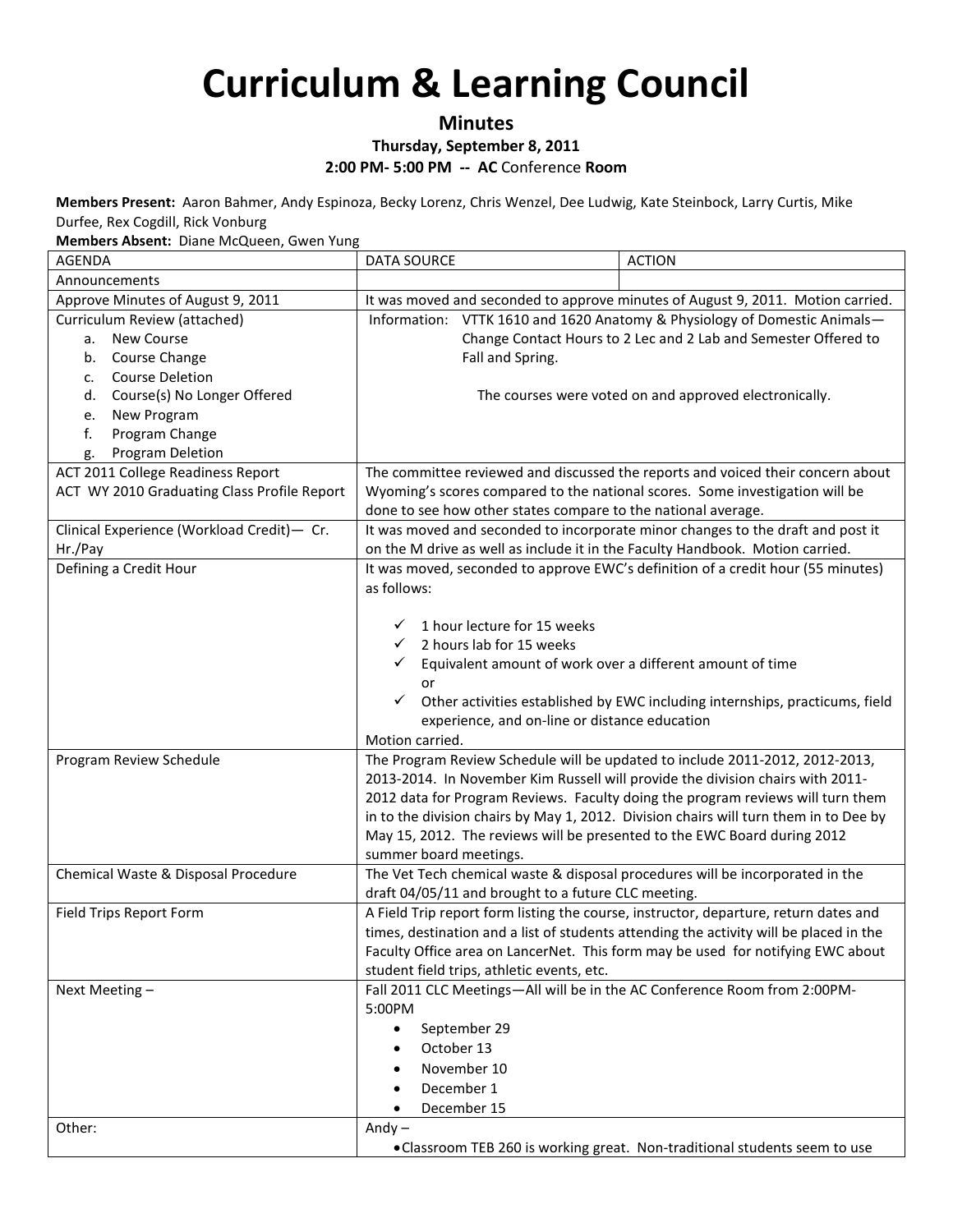# Curriculum & Learning Council

**Minutes**

**Thursday, September 8, 2011**

**2:00 PM- 5:00 PM -- AC Conference Room**

**Members Present:** Aaron Bahmer, Andy Espinoza, Becky Lorenz, Chris Wenzel, Dee Ludwig, Kate Steinbock, Larry Curtis, Mike Durfee, Rex Cogdill, Rick Vonburg

**Members Absent:** Diane McQueen, Gwen Yung

| AGENDA | DATA SOURCE | ACTION |
|---|---|---|
| Announcements | | |
| Approve Minutes of August 9, 2011 | It was moved and seconded to approve minutes of August 9, 2011. Motion carried. | |
| Curriculum Review (attached)<br>a. New Course<br>b. Course Change<br>c. Course Deletion<br>d. Course(s) No Longer Offered<br>e. New Program<br>f. Program Change<br>g. Program Deletion | Information: VTTK 1610 and 1620 Anatomy & Physiology of Domestic Animals—Change Contact Hours to 2 Lec and 2 Lab and Semester Offered to Fall and Spring.<br><br>The courses were voted on and approved electronically. | |
| ACT 2011 College Readiness Report<br>ACT WY 2010 Graduating Class Profile Report | The committee reviewed and discussed the reports and voiced their concern about Wyoming's scores compared to the national scores. Some investigation will be done to see how other states compare to the national average. | |
| Clinical Experience (Workload Credit)— Cr. Hr./Pay | It was moved and seconded to incorporate minor changes to the draft and post it on the M drive as well as include it in the Faculty Handbook. Motion carried. | |
| Defining a Credit Hour | It was moved, seconded to approve EWC's definition of a credit hour (55 minutes) as follows:<br><br>✓ 1 hour lecture for 15 weeks<br>✓ 2 hours lab for 15 weeks<br>✓ Equivalent amount of work over a different amount of time<br>or<br>✓ Other activities established by EWC including internships, practicums, field experience, and on-line or distance education<br>Motion carried. | |
| Program Review Schedule | The Program Review Schedule will be updated to include 2011-2012, 2012-2013, 2013-2014. In November Kim Russell will provide the division chairs with 2011-2012 data for Program Reviews. Faculty doing the program reviews will turn them in to the division chairs by May 1, 2012. Division chairs will turn them in to Dee by May 15, 2012. The reviews will be presented to the EWC Board during 2012 summer board meetings. | |
| Chemical Waste & Disposal Procedure | The Vet Tech chemical waste & disposal procedures will be incorporated in the draft 04/05/11 and brought to a future CLC meeting. | |
| Field Trips Report Form | A Field Trip report form listing the course, instructor, departure, return dates and times, destination and a list of students attending the activity will be placed in the Faculty Office area on LancerNet. This form may be used for notifying EWC about student field trips, athletic events, etc. | |
| Next Meeting – | Fall 2011 CLC Meetings—All will be in the AC Conference Room from 2:00PM-5:00PM<br>• September 29<br>• October 13<br>• November 10<br>• December 1<br>• December 15 | |
| Other: | Andy –<br>• Classroom TEB 260 is working great. Non-traditional students seem to use | |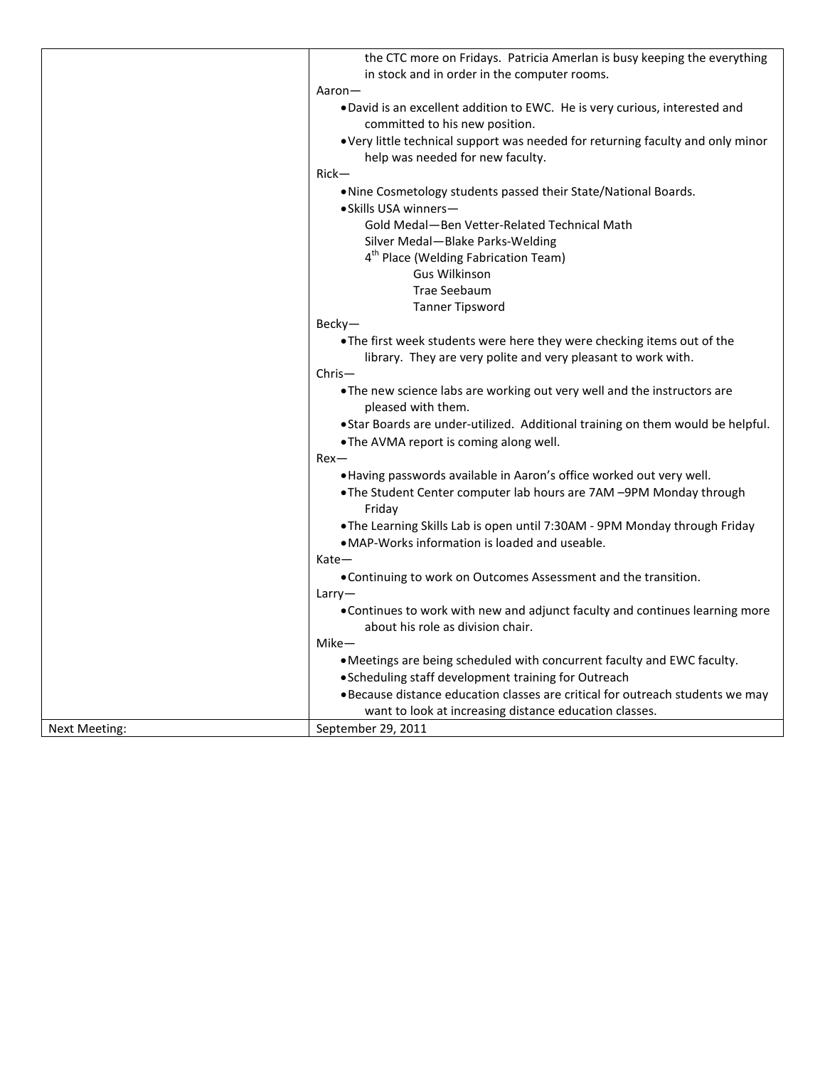| | |
|---|---|
| | the CTC more on Fridays. Patricia Amerlan is busy keeping the everything in stock and in order in the computer rooms.<br>Aaron—<br>• David is an excellent addition to EWC. He is very curious, interested and committed to his new position.<br>• Very little technical support was needed for returning faculty and only minor help was needed for new faculty.<br>Rick—<br>• Nine Cosmetology students passed their State/National Boards.<br>• Skills USA winners—<br>Gold Medal—Ben Vetter-Related Technical Math<br>Silver Medal—Blake Parks-Welding<br>4th Place (Welding Fabrication Team)<br>Gus Wilkinson<br>Trae Seebaum<br>Tanner Tipsword<br>Becky—<br>• The first week students were here they were checking items out of the library. They are very polite and very pleasant to work with.<br>Chris—<br>• The new science labs are working out very well and the instructors are pleased with them.<br>• Star Boards are under-utilized. Additional training on them would be helpful.<br>• The AVMA report is coming along well.<br>Rex—<br>• Having passwords available in Aaron's office worked out very well.<br>• The Student Center computer lab hours are 7AM –9PM Monday through Friday<br>• The Learning Skills Lab is open until 7:30AM - 9PM Monday through Friday<br>• MAP-Works information is loaded and useable.<br>Kate—<br>• Continuing to work on Outcomes Assessment and the transition.<br>Larry—<br>• Continues to work with new and adjunct faculty and continues learning more about his role as division chair.<br>Mike—<br>• Meetings are being scheduled with concurrent faculty and EWC faculty.<br>• Scheduling staff development training for Outreach<br>• Because distance education classes are critical for outreach students we may want to look at increasing distance education classes. |
| Next Meeting: | September 29, 2011 |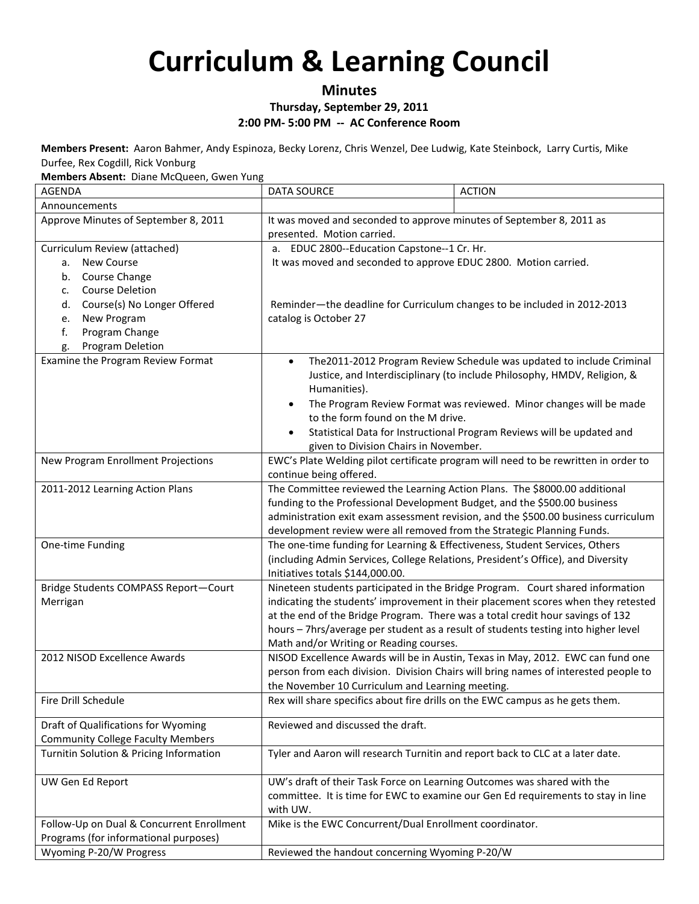# Curriculum & Learning Council

**Minutes**

**Thursday, September 29, 2011**

**2:00 PM- 5:00 PM -- AC Conference Room**

**Members Present:** Aaron Bahmer, Andy Espinoza, Becky Lorenz, Chris Wenzel, Dee Ludwig, Kate Steinbock, Larry Curtis, Mike Durfee, Rex Cogdill, Rick Vonburg

**Members Absent:** Diane McQueen, Gwen Yung

| AGENDA | DATA SOURCE | ACTION |
|---|---|---|
| Announcements | | |
| Approve Minutes of September 8, 2011 | It was moved and seconded to approve minutes of September 8, 2011 as presented. Motion carried. | |
| Curriculum Review (attached)<br>a. New Course<br>b. Course Change<br>c. Course Deletion<br>d. Course(s) No Longer Offered<br>e. New Program<br>f. Program Change<br>g. Program Deletion | a. EDUC 2800--Education Capstone--1 Cr. Hr.<br>It was moved and seconded to approve EDUC 2800. Motion carried.<br><br>Reminder—the deadline for Curriculum changes to be included in 2012-2013 catalog is October 27 | |
| Examine the Program Review Format | • The2011-2012 Program Review Schedule was updated to include Criminal Justice, and Interdisciplinary (to include Philosophy, HMDV, Religion, & Humanities).<br>• The Program Review Format was reviewed. Minor changes will be made to the form found on the M drive.<br>• Statistical Data for Instructional Program Reviews will be updated and given to Division Chairs in November. | |
| New Program Enrollment Projections | EWC's Plate Welding pilot certificate program will need to be rewritten in order to continue being offered. | |
| 2011-2012 Learning Action Plans | The Committee reviewed the Learning Action Plans. The $8000.00 additional funding to the Professional Development Budget, and the $500.00 business administration exit exam assessment revision, and the $500.00 business curriculum development review were all removed from the Strategic Planning Funds. | |
| One-time Funding | The one-time funding for Learning & Effectiveness, Student Services, Others (including Admin Services, College Relations, President's Office), and Diversity Initiatives totals $144,000.00. | |
| Bridge Students COMPASS Report—Court Merrigan | Nineteen students participated in the Bridge Program. Court shared information indicating the students' improvement in their placement scores when they retested at the end of the Bridge Program. There was a total credit hour savings of 132 hours – 7hrs/average per student as a result of students testing into higher level Math and/or Writing or Reading courses. | |
| 2012 NISOD Excellence Awards | NISOD Excellence Awards will be in Austin, Texas in May, 2012. EWC can fund one person from each division. Division Chairs will bring names of interested people to the November 10 Curriculum and Learning meeting. | |
| Fire Drill Schedule | Rex will share specifics about fire drills on the EWC campus as he gets them. | |
| Draft of Qualifications for Wyoming Community College Faculty Members | Reviewed and discussed the draft. | |
| Turnitin Solution & Pricing Information | Tyler and Aaron will research Turnitin and report back to CLC at a later date. | |
| UW Gen Ed Report | UW's draft of their Task Force on Learning Outcomes was shared with the committee. It is time for EWC to examine our Gen Ed requirements to stay in line with UW. | |
| Follow-Up on Dual & Concurrent Enrollment Programs (for informational purposes) | Mike is the EWC Concurrent/Dual Enrollment coordinator. | |
| Wyoming P-20/W Progress | Reviewed the handout concerning Wyoming P-20/W | |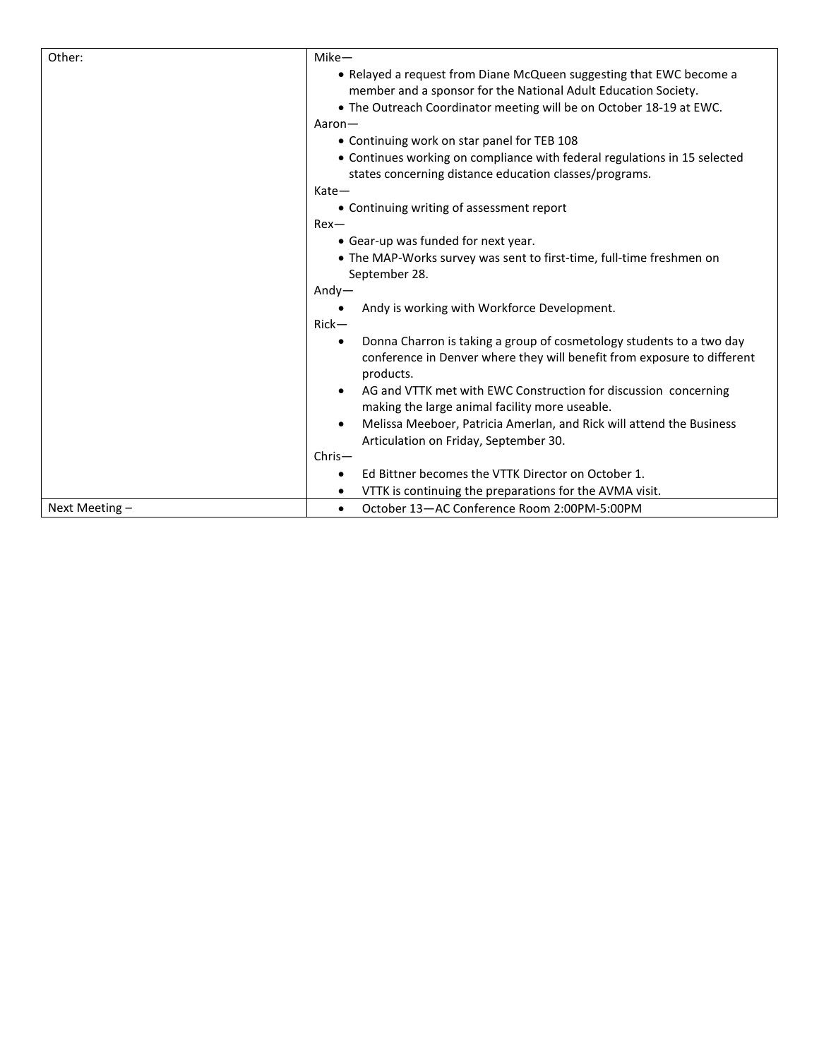| | |
|---|---|
| Other: | Mike—<br>• Relayed a request from Diane McQueen suggesting that EWC become a member and a sponsor for the National Adult Education Society.<br>• The Outreach Coordinator meeting will be on October 18-19 at EWC.<br>Aaron—<br>• Continuing work on star panel for TEB 108<br>• Continues working on compliance with federal regulations in 15 selected states concerning distance education classes/programs.<br>Kate—<br>• Continuing writing of assessment report<br>Rex—<br>• Gear-up was funded for next year.<br>• The MAP-Works survey was sent to first-time, full-time freshmen on September 28.<br>Andy—<br>• Andy is working with Workforce Development.<br>Rick—<br>• Donna Charron is taking a group of cosmetology students to a two day conference in Denver where they will benefit from exposure to different products.<br>• AG and VTTK met with EWC Construction for discussion concerning making the large animal facility more useable.<br>• Melissa Meeboer, Patricia Amerlan, and Rick will attend the Business Articulation on Friday, September 30.<br>Chris—<br>• Ed Bittner becomes the VTTK Director on October 1.<br>• VTTK is continuing the preparations for the AVMA visit. |
| Next Meeting – | • October 13—AC Conference Room 2:00PM-5:00PM |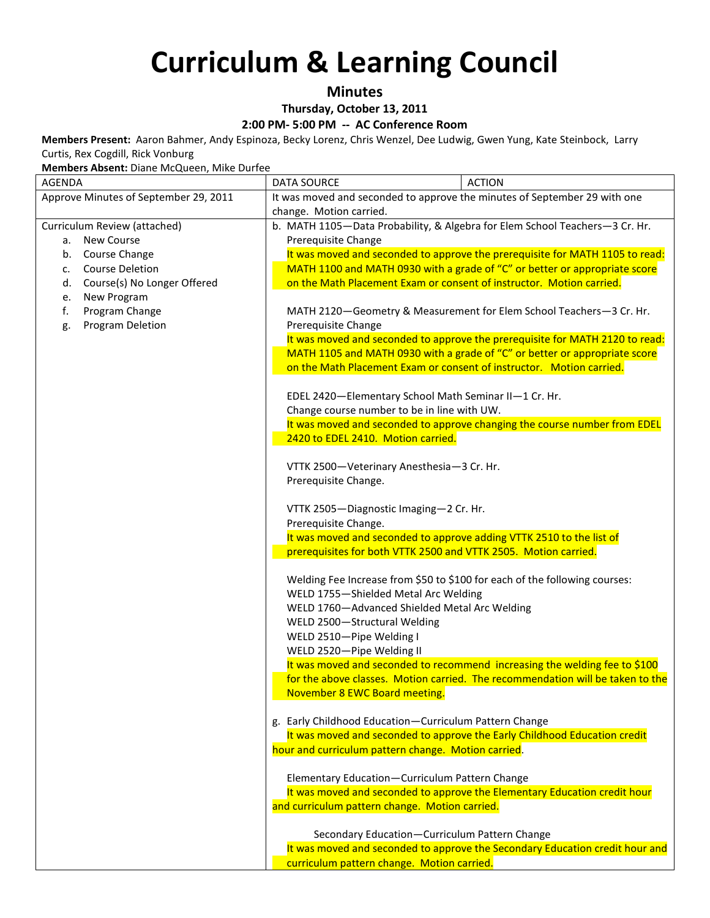# Curriculum & Learning Council

**Minutes**

**Thursday, October 13, 2011**

**2:00 PM- 5:00 PM -- AC Conference Room**

**Members Present:** Aaron Bahmer, Andy Espinoza, Becky Lorenz, Chris Wenzel, Dee Ludwig, Gwen Yung, Kate Steinbock, Larry Curtis, Rex Cogdill, Rick Vonburg

**Members Absent:** Diane McQueen, Mike Durfee

| AGENDA | DATA SOURCE | ACTION |
|---|---|---|
| Approve Minutes of September 29, 2011 | It was moved and seconded to approve the minutes of September 29 with one change. Motion carried. | |
| Curriculum Review (attached)<br>a. New Course<br>b. Course Change<br>c. Course Deletion<br>d. Course(s) No Longer Offered<br>e. New Program<br>f. Program Change<br>g. Program Deletion | b. MATH 1105—Data Probability, & Algebra for Elem School Teachers—3 Cr. Hr.<br>Prerequisite Change<br>It was moved and seconded to approve the prerequisite for MATH 1105 to read: MATH 1100 and MATH 0930 with a grade of "C" or better or appropriate score on the Math Placement Exam or consent of instructor. Motion carried.<br><br>MATH 2120—Geometry & Measurement for Elem School Teachers—3 Cr. Hr.<br>Prerequisite Change<br>It was moved and seconded to approve the prerequisite for MATH 2120 to read: MATH 1105 and MATH 0930 with a grade of "C" or better or appropriate score on the Math Placement Exam or consent of instructor. Motion carried.<br><br>EDEL 2420—Elementary School Math Seminar II—1 Cr. Hr.<br>Change course number to be in line with UW.<br>It was moved and seconded to approve changing the course number from EDEL 2420 to EDEL 2410. Motion carried.<br><br>VTTK 2500—Veterinary Anesthesia—3 Cr. Hr.<br>Prerequisite Change.<br><br>VTTK 2505—Diagnostic Imaging—2 Cr. Hr.<br>Prerequisite Change.<br>It was moved and seconded to approve adding VTTK 2510 to the list of prerequisites for both VTTK 2500 and VTTK 2505. Motion carried.<br><br>Welding Fee Increase from $50 to $100 for each of the following courses:<br>WELD 1755—Shielded Metal Arc Welding<br>WELD 1760—Advanced Shielded Metal Arc Welding<br>WELD 2500—Structural Welding<br>WELD 2510—Pipe Welding I<br>WELD 2520—Pipe Welding II<br>It was moved and seconded to recommend increasing the welding fee to $100 for the above classes. Motion carried. The recommendation will be taken to the November 8 EWC Board meeting.<br><br>g. Early Childhood Education—Curriculum Pattern Change<br>It was moved and seconded to approve the Early Childhood Education credit hour and curriculum pattern change. Motion carried.<br><br>Elementary Education—Curriculum Pattern Change<br>It was moved and seconded to approve the Elementary Education credit hour and curriculum pattern change. Motion carried.<br><br>Secondary Education—Curriculum Pattern Change<br>It was moved and seconded to approve the Secondary Education credit hour and curriculum pattern change. Motion carried. | |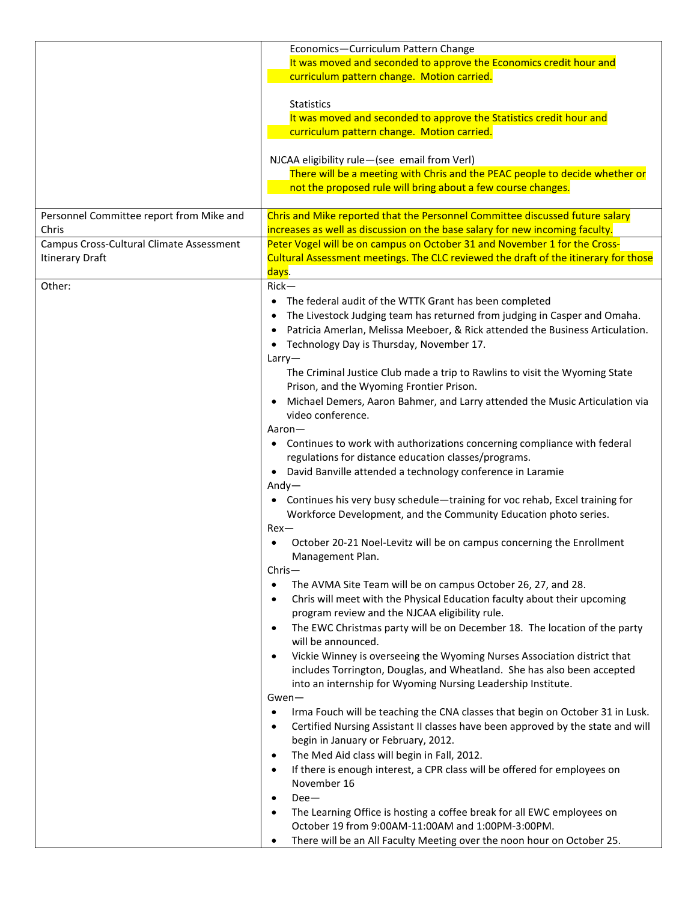| | |
|---|---|
| | Economics—Curriculum Pattern Change<br>It was moved and seconded to approve the Economics credit hour and curriculum pattern change. Motion carried.<br><br>Statistics<br>It was moved and seconded to approve the Statistics credit hour and curriculum pattern change. Motion carried.<br><br>NJCAA eligibility rule—(see email from Verl)<br>There will be a meeting with Chris and the PEAC people to decide whether or not the proposed rule will bring about a few course changes. |
| Personnel Committee report from Mike and Chris | Chris and Mike reported that the Personnel Committee discussed future salary increases as well as discussion on the base salary for new incoming faculty. |
| Campus Cross-Cultural Climate Assessment Itinerary Draft | Peter Vogel will be on campus on October 31 and November 1 for the Cross-Cultural Assessment meetings. The CLC reviewed the draft of the itinerary for those days. |
| Other: | Rick—<br>• The federal audit of the WTTK Grant has been completed<br>• The Livestock Judging team has returned from judging in Casper and Omaha.<br>• Patricia Amerlan, Melissa Meeboer, & Rick attended the Business Articulation.<br>• Technology Day is Thursday, November 17.<br>Larry—<br>The Criminal Justice Club made a trip to Rawlins to visit the Wyoming State Prison, and the Wyoming Frontier Prison.<br>• Michael Demers, Aaron Bahmer, and Larry attended the Music Articulation via video conference.<br>Aaron—<br>• Continues to work with authorizations concerning compliance with federal regulations for distance education classes/programs.<br>• David Banville attended a technology conference in Laramie<br>Andy—<br>• Continues his very busy schedule—training for voc rehab, Excel training for Workforce Development, and the Community Education photo series.<br>Rex—<br>• October 20-21 Noel-Levitz will be on campus concerning the Enrollment Management Plan.<br>Chris—<br>• The AVMA Site Team will be on campus October 26, 27, and 28.<br>• Chris will meet with the Physical Education faculty about their upcoming program review and the NJCAA eligibility rule.<br>• The EWC Christmas party will be on December 18. The location of the party will be announced.<br>• Vickie Winney is overseeing the Wyoming Nurses Association district that includes Torrington, Douglas, and Wheatland. She has also been accepted into an internship for Wyoming Nursing Leadership Institute.<br>Gwen—<br>• Irma Fouch will be teaching the CNA classes that begin on October 31 in Lusk.<br>• Certified Nursing Assistant II classes have been approved by the state and will begin in January or February, 2012.<br>• The Med Aid class will begin in Fall, 2012.<br>• If there is enough interest, a CPR class will be offered for employees on November 16<br>• Dee—<br>• The Learning Office is hosting a coffee break for all EWC employees on October 19 from 9:00AM-11:00AM and 1:00PM-3:00PM.<br>• There will be an All Faculty Meeting over the noon hour on October 25. |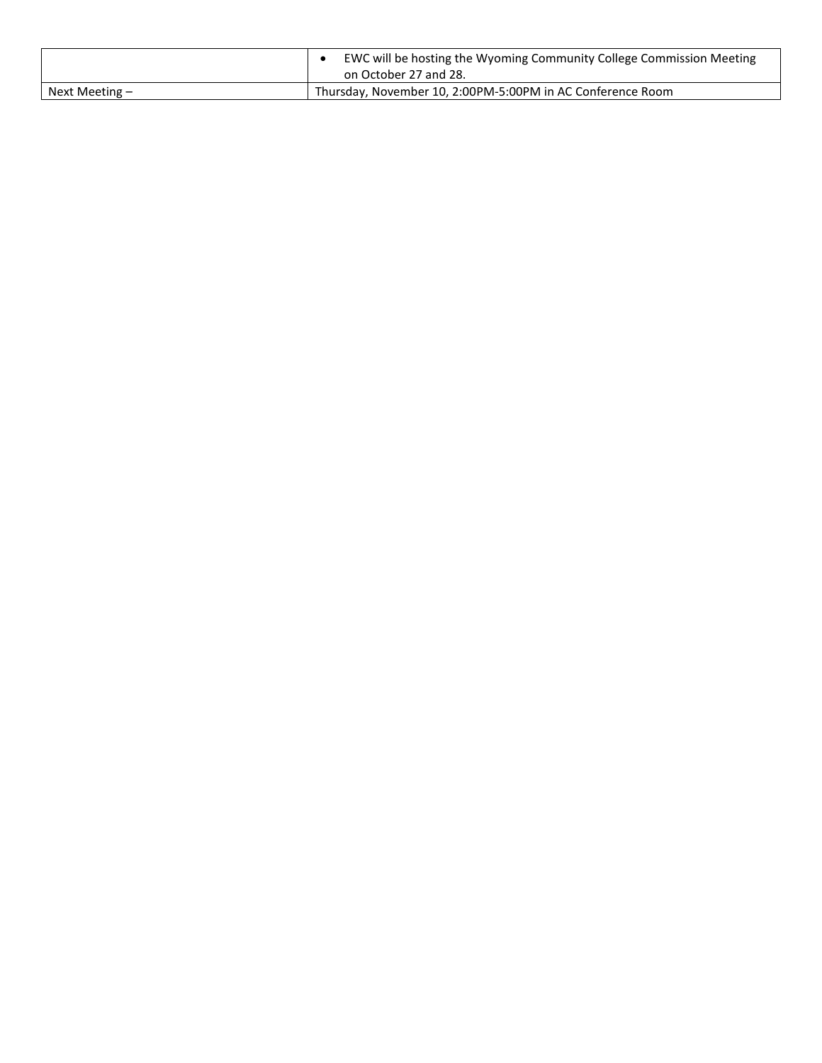| | |
|---|---|
| | • EWC will be hosting the Wyoming Community College Commission Meeting on October 27 and 28. |
| Next Meeting – | Thursday, November 10, 2:00PM-5:00PM in AC Conference Room |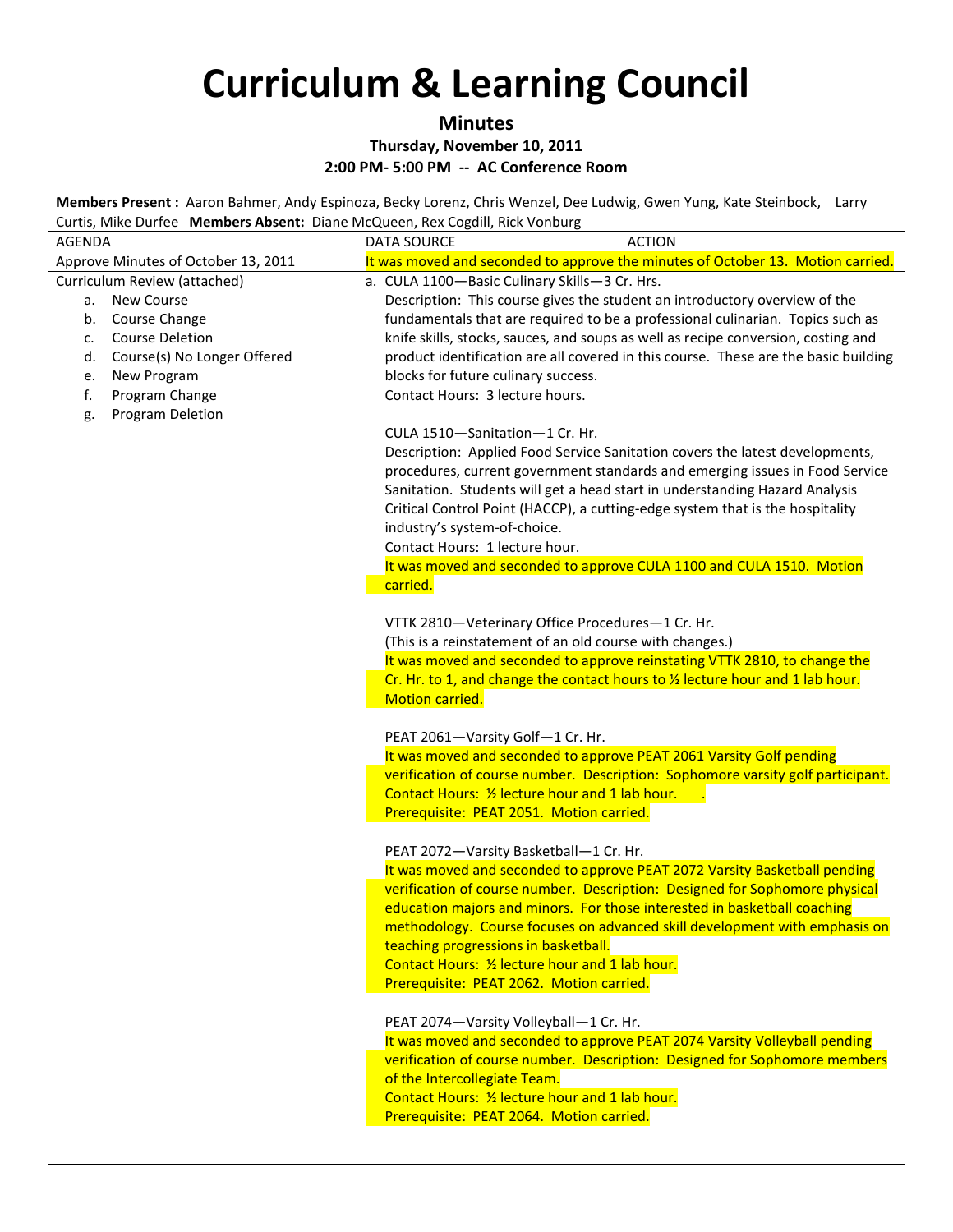# Curriculum & Learning Council

**Minutes**

**Thursday, November 10, 2011**

**2:00 PM- 5:00 PM -- AC Conference Room**

**Members Present :** Aaron Bahmer, Andy Espinoza, Becky Lorenz, Chris Wenzel, Dee Ludwig, Gwen Yung, Kate Steinbock, Larry Curtis, Mike Durfee **Members Absent:** Diane McQueen, Rex Cogdill, Rick Vonburg

| AGENDA | DATA SOURCE | ACTION |
|---|---|---|
| Approve Minutes of October 13, 2011 | It was moved and seconded to approve the minutes of October 13. Motion carried. | |
| Curriculum Review (attached)<br>a. New Course<br>b. Course Change<br>c. Course Deletion<br>d. Course(s) No Longer Offered<br>e. New Program<br>f. Program Change<br>g. Program Deletion | a. CULA 1100—Basic Culinary Skills—3 Cr. Hrs.<br>Description: This course gives the student an introductory overview of the fundamentals that are required to be a professional culinarian. Topics such as knife skills, stocks, sauces, and soups as well as recipe conversion, costing and product identification are all covered in this course. These are the basic building blocks for future culinary success.<br>Contact Hours: 3 lecture hours.<br><br>CULA 1510—Sanitation—1 Cr. Hr.<br>Description: Applied Food Service Sanitation covers the latest developments, procedures, current government standards and emerging issues in Food Service Sanitation. Students will get a head start in understanding Hazard Analysis Critical Control Point (HACCP), a cutting-edge system that is the hospitality industry's system-of-choice.<br>Contact Hours: 1 lecture hour.<br>It was moved and seconded to approve CULA 1100 and CULA 1510. Motion carried.<br><br>VTTK 2810—Veterinary Office Procedures—1 Cr. Hr.<br>(This is a reinstatement of an old course with changes.)<br>It was moved and seconded to approve reinstating VTTK 2810, to change the Cr. Hr. to 1, and change the contact hours to ½ lecture hour and 1 lab hour. Motion carried.<br><br>PEAT 2061—Varsity Golf—1 Cr. Hr.<br>It was moved and seconded to approve PEAT 2061 Varsity Golf pending verification of course number. Description: Sophomore varsity golf participant. Contact Hours: ½ lecture hour and 1 lab hour. .<br>Prerequisite: PEAT 2051. Motion carried.<br><br>PEAT 2072—Varsity Basketball—1 Cr. Hr.<br>It was moved and seconded to approve PEAT 2072 Varsity Basketball pending verification of course number. Description: Designed for Sophomore physical education majors and minors. For those interested in basketball coaching methodology. Course focuses on advanced skill development with emphasis on teaching progressions in basketball.<br>Contact Hours: ½ lecture hour and 1 lab hour.<br>Prerequisite: PEAT 2062. Motion carried.<br><br>PEAT 2074—Varsity Volleyball—1 Cr. Hr.<br>It was moved and seconded to approve PEAT 2074 Varsity Volleyball pending verification of course number. Description: Designed for Sophomore members of the Intercollegiate Team.<br>Contact Hours: ½ lecture hour and 1 lab hour.<br>Prerequisite: PEAT 2064. Motion carried. | |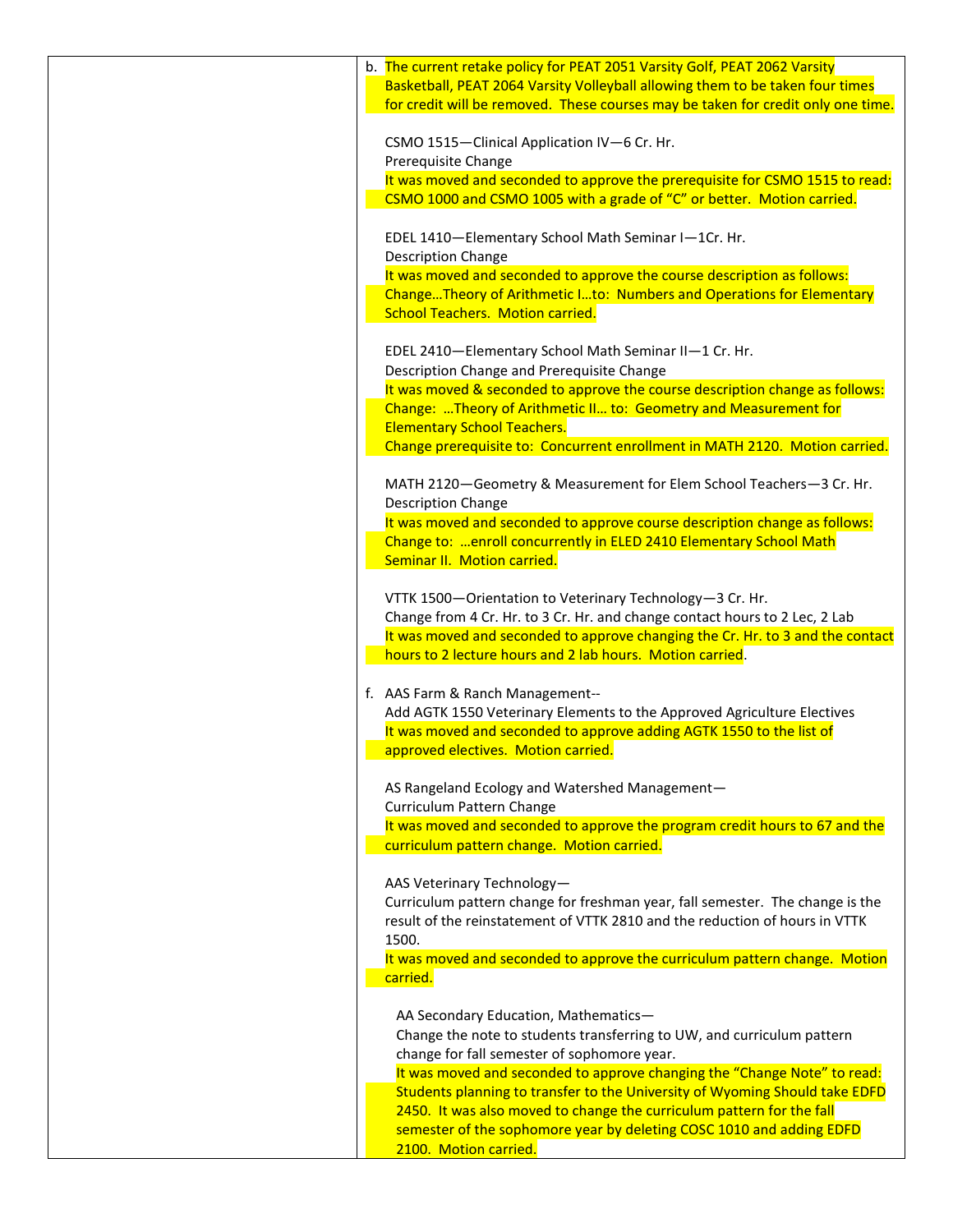b. The current retake policy for PEAT 2051 Varsity Golf, PEAT 2062 Varsity Basketball, PEAT 2064 Varsity Volleyball allowing them to be taken four times for credit will be removed. These courses may be taken for credit only one time.

CSMO 1515—Clinical Application IV—6 Cr. Hr.
Prerequisite Change
It was moved and seconded to approve the prerequisite for CSMO 1515 to read: CSMO 1000 and CSMO 1005 with a grade of "C" or better. Motion carried.

EDEL 1410—Elementary School Math Seminar I—1Cr. Hr.
Description Change
It was moved and seconded to approve the course description as follows: Change…Theory of Arithmetic I…to: Numbers and Operations for Elementary School Teachers. Motion carried.

EDEL 2410—Elementary School Math Seminar II—1 Cr. Hr.
Description Change and Prerequisite Change
It was moved & seconded to approve the course description change as follows: Change: …Theory of Arithmetic II… to: Geometry and Measurement for Elementary School Teachers.
Change prerequisite to: Concurrent enrollment in MATH 2120. Motion carried.

MATH 2120—Geometry & Measurement for Elem School Teachers—3 Cr. Hr.
Description Change
It was moved and seconded to approve course description change as follows: Change to: …enroll concurrently in ELED 2410 Elementary School Math Seminar II. Motion carried.

VTTK 1500—Orientation to Veterinary Technology—3 Cr. Hr.
Change from 4 Cr. Hr. to 3 Cr. Hr. and change contact hours to 2 Lec, 2 Lab
It was moved and seconded to approve changing the Cr. Hr. to 3 and the contact hours to 2 lecture hours and 2 lab hours. Motion carried.

f. AAS Farm & Ranch Management--
Add AGTK 1550 Veterinary Elements to the Approved Agriculture Electives
It was moved and seconded to approve adding AGTK 1550 to the list of approved electives. Motion carried.

AS Rangeland Ecology and Watershed Management—
Curriculum Pattern Change
It was moved and seconded to approve the program credit hours to 67 and the curriculum pattern change. Motion carried.

AAS Veterinary Technology—
Curriculum pattern change for freshman year, fall semester. The change is the result of the reinstatement of VTTK 2810 and the reduction of hours in VTTK 1500.
It was moved and seconded to approve the curriculum pattern change. Motion carried.

AA Secondary Education, Mathematics—
Change the note to students transferring to UW, and curriculum pattern change for fall semester of sophomore year.
It was moved and seconded to approve changing the "Change Note" to read: Students planning to transfer to the University of Wyoming Should take EDFD 2450. It was also moved to change the curriculum pattern for the fall semester of the sophomore year by deleting COSC 1010 and adding EDFD 2100. Motion carried.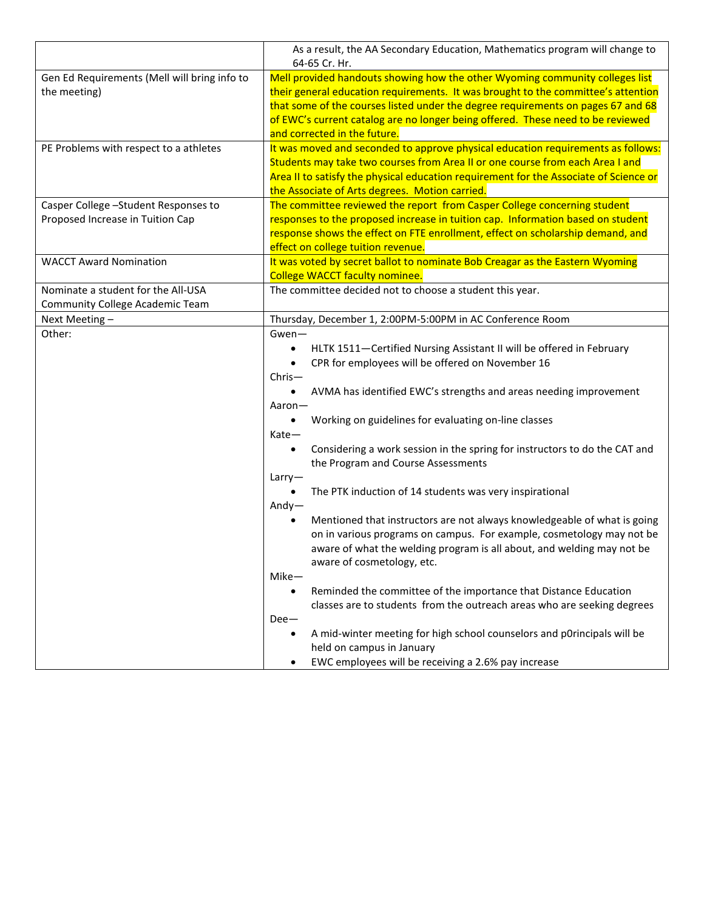| | |
|---|---|
| | As a result, the AA Secondary Education, Mathematics program will change to 64-65 Cr. Hr. |
| Gen Ed Requirements (Mell will bring info to the meeting) | Mell provided handouts showing how the other Wyoming community colleges list their general education requirements. It was brought to the committee's attention that some of the courses listed under the degree requirements on pages 67 and 68 of EWC's current catalog are no longer being offered. These need to be reviewed and corrected in the future. |
| PE Problems with respect to a athletes | It was moved and seconded to approve physical education requirements as follows: Students may take two courses from Area II or one course from each Area I and Area II to satisfy the physical education requirement for the Associate of Science or the Associate of Arts degrees. Motion carried. |
| Casper College –Student Responses to Proposed Increase in Tuition Cap | The committee reviewed the report from Casper College concerning student responses to the proposed increase in tuition cap. Information based on student response shows the effect on FTE enrollment, effect on scholarship demand, and effect on college tuition revenue. |
| WACCT Award Nomination | It was voted by secret ballot to nominate Bob Creagar as the Eastern Wyoming College WACCT faculty nominee. |
| Nominate a student for the All-USA Community College Academic Team | The committee decided not to choose a student this year. |
| Next Meeting – | Thursday, December 1, 2:00PM-5:00PM in AC Conference Room |
| Other: | Gwen—<br>• HLTK 1511—Certified Nursing Assistant II will be offered in February<br>• CPR for employees will be offered on November 16<br>Chris—<br>• AVMA has identified EWC's strengths and areas needing improvement<br>Aaron—<br>• Working on guidelines for evaluating on-line classes<br>Kate—<br>• Considering a work session in the spring for instructors to do the CAT and the Program and Course Assessments<br>Larry—<br>• The PTK induction of 14 students was very inspirational<br>Andy—<br>• Mentioned that instructors are not always knowledgeable of what is going on in various programs on campus. For example, cosmetology may not be aware of what the welding program is all about, and welding may not be aware of cosmetology, etc.<br>Mike—<br>• Reminded the committee of the importance that Distance Education classes are to students from the outreach areas who are seeking degrees<br>Dee—<br>• A mid-winter meeting for high school counselors and p0rincipals will be held on campus in January<br>• EWC employees will be receiving a 2.6% pay increase |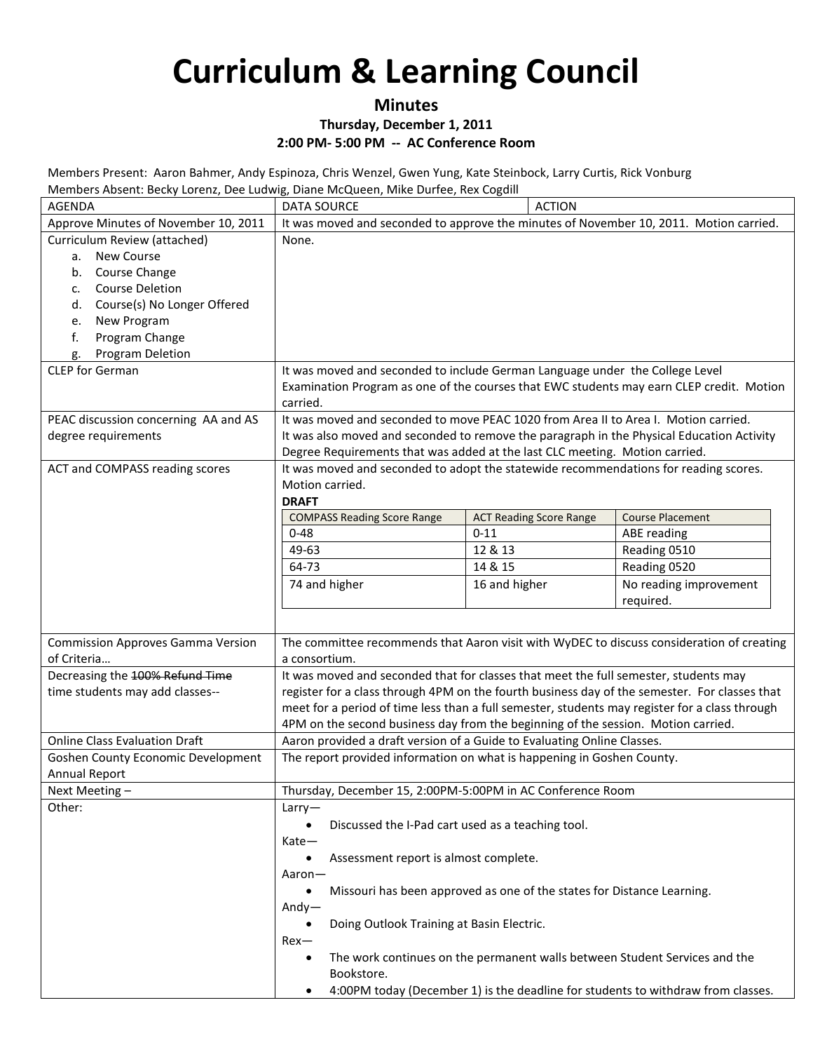# Curriculum & Learning Council

## Minutes

**Thursday, December 1, 2011**

**2:00 PM- 5:00 PM -- AC Conference Room**

Members Present: Aaron Bahmer, Andy Espinoza, Chris Wenzel, Gwen Yung, Kate Steinbock, Larry Curtis, Rick Vonburg

Members Absent: Becky Lorenz, Dee Ludwig, Diane McQueen, Mike Durfee, Rex Cogdill

| AGENDA | DATA SOURCE | ACTION |
|---|---|---|
| Approve Minutes of November 10, 2011 | It was moved and seconded to approve the minutes of November 10, 2011. Motion carried. | |
| Curriculum Review (attached)<br>a. New Course<br>b. Course Change<br>c. Course Deletion<br>d. Course(s) No Longer Offered<br>e. New Program<br>f. Program Change<br>g. Program Deletion | None. | |
| CLEP for German | It was moved and seconded to include German Language under the College Level Examination Program as one of the courses that EWC students may earn CLEP credit. Motion carried. | |
| PEAC discussion concerning AA and AS degree requirements | It was moved and seconded to move PEAC 1020 from Area II to Area I. Motion carried.<br>It was also moved and seconded to remove the paragraph in the Physical Education Activity Degree Requirements that was added at the last CLC meeting. Motion carried. | |
| ACT and COMPASS reading scores | It was moved and seconded to adopt the statewide recommendations for reading scores. Motion carried.<br>**DRAFT**<br>COMPASS Reading Score Range / ACT Reading Score Range / Course Placement:<br>0-48 / 0-11 / ABE reading<br>49-63 / 12 & 13 / Reading 0510<br>64-73 / 14 & 15 / Reading 0520<br>74 and higher / 16 and higher / No reading improvement required. | |
| Commission Approves Gamma Version of Criteria… | The committee recommends that Aaron visit with WyDEC to discuss consideration of creating a consortium. | |
| Decreasing the ~~100% Refund Time~~ time students may add classes-- | It was moved and seconded that for classes that meet the full semester, students may register for a class through 4PM on the fourth business day of the semester. For classes that meet for a period of time less than a full semester, students may register for a class through 4PM on the second business day from the beginning of the session. Motion carried. | |
| Online Class Evaluation Draft | Aaron provided a draft version of a Guide to Evaluating Online Classes. | |
| Goshen County Economic Development Annual Report | The report provided information on what is happening in Goshen County. | |
| Next Meeting – | Thursday, December 15, 2:00PM-5:00PM in AC Conference Room | |
| Other: | Larry—<br>• Discussed the I-Pad cart used as a teaching tool.<br>Kate—<br>• Assessment report is almost complete.<br>Aaron—<br>• Missouri has been approved as one of the states for Distance Learning.<br>Andy—<br>• Doing Outlook Training at Basin Electric.<br>Rex—<br>• The work continues on the permanent walls between Student Services and the Bookstore.<br>• 4:00PM today (December 1) is the deadline for students to withdraw from classes. | |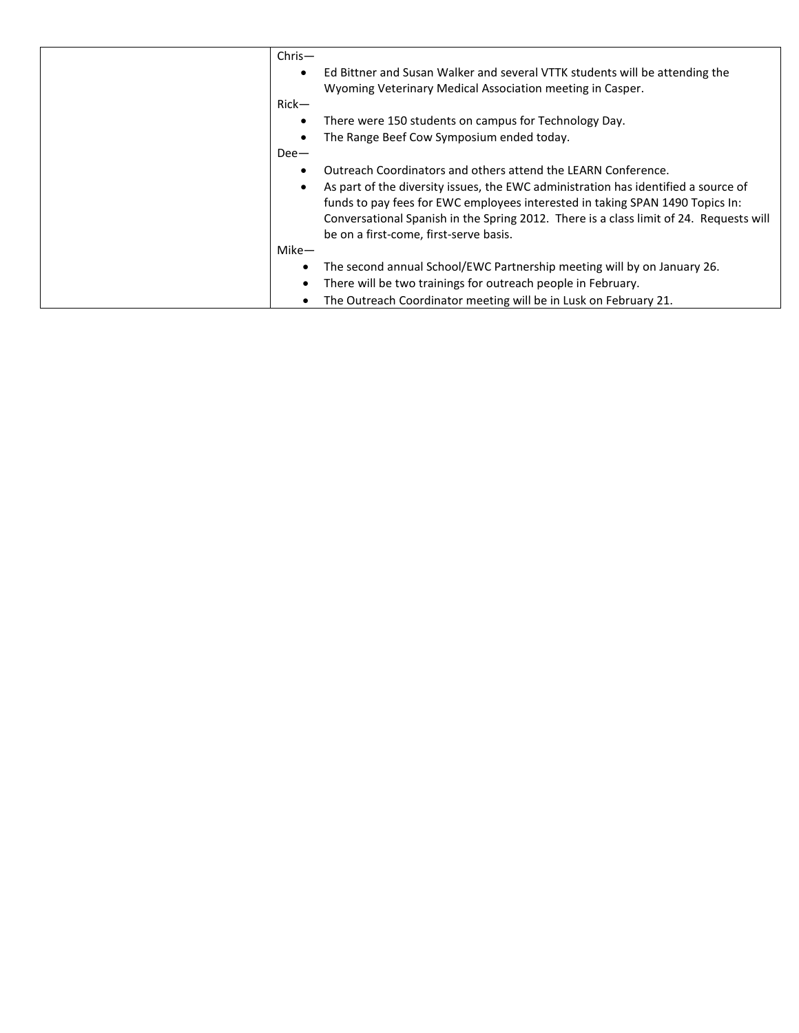| | |
|---|---|
| | Chris—<br>• Ed Bittner and Susan Walker and several VTTK students will be attending the Wyoming Veterinary Medical Association meeting in Casper.<br>Rick—<br>• There were 150 students on campus for Technology Day.<br>• The Range Beef Cow Symposium ended today.<br>Dee—<br>• Outreach Coordinators and others attend the LEARN Conference.<br>• As part of the diversity issues, the EWC administration has identified a source of funds to pay fees for EWC employees interested in taking SPAN 1490 Topics In: Conversational Spanish in the Spring 2012. There is a class limit of 24. Requests will be on a first-come, first-serve basis.<br>Mike—<br>• The second annual School/EWC Partnership meeting will by on January 26.<br>• There will be two trainings for outreach people in February.<br>• The Outreach Coordinator meeting will be in Lusk on February 21. |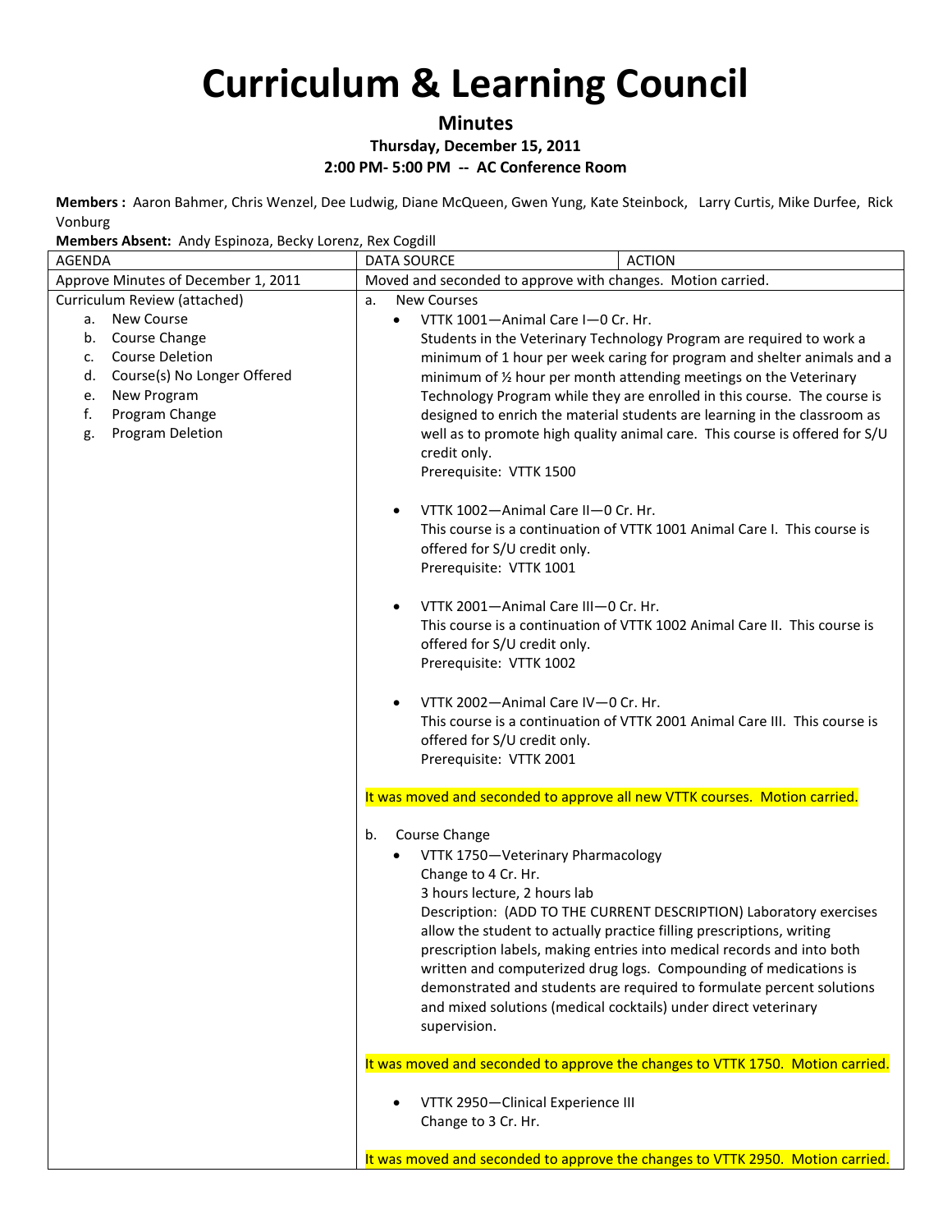# Curriculum & Learning Council

**Minutes**

**Thursday, December 15, 2011**

**2:00 PM- 5:00 PM -- AC Conference Room**

**Members :** Aaron Bahmer, Chris Wenzel, Dee Ludwig, Diane McQueen, Gwen Yung, Kate Steinbock, Larry Curtis, Mike Durfee, Rick Vonburg

**Members Absent:** Andy Espinoza, Becky Lorenz, Rex Cogdill

| AGENDA | DATA SOURCE | ACTION |
|---|---|---|
| Approve Minutes of December 1, 2011 | Moved and seconded to approve with changes. Motion carried. | |
| Curriculum Review (attached)<br>a. New Course<br>b. Course Change<br>c. Course Deletion<br>d. Course(s) No Longer Offered<br>e. New Program<br>f. Program Change<br>g. Program Deletion | a. New Courses<br>• VTTK 1001—Animal Care I—0 Cr. Hr.<br>Students in the Veterinary Technology Program are required to work a minimum of 1 hour per week caring for program and shelter animals and a minimum of ½ hour per month attending meetings on the Veterinary Technology Program while they are enrolled in this course. The course is designed to enrich the material students are learning in the classroom as well as to promote high quality animal care. This course is offered for S/U credit only.<br>Prerequisite: VTTK 1500<br><br>• VTTK 1002—Animal Care II—0 Cr. Hr.<br>This course is a continuation of VTTK 1001 Animal Care I. This course is offered for S/U credit only.<br>Prerequisite: VTTK 1001<br><br>• VTTK 2001—Animal Care III—0 Cr. Hr.<br>This course is a continuation of VTTK 1002 Animal Care II. This course is offered for S/U credit only.<br>Prerequisite: VTTK 1002<br><br>• VTTK 2002—Animal Care IV—0 Cr. Hr.<br>This course is a continuation of VTTK 2001 Animal Care III. This course is offered for S/U credit only.<br>Prerequisite: VTTK 2001<br><br>It was moved and seconded to approve all new VTTK courses. Motion carried.<br><br>b. Course Change<br>• VTTK 1750—Veterinary Pharmacology<br>Change to 4 Cr. Hr.<br>3 hours lecture, 2 hours lab<br>Description: (ADD TO THE CURRENT DESCRIPTION) Laboratory exercises allow the student to actually practice filling prescriptions, writing prescription labels, making entries into medical records and into both written and computerized drug logs. Compounding of medications is demonstrated and students are required to formulate percent solutions and mixed solutions (medical cocktails) under direct veterinary supervision.<br><br>It was moved and seconded to approve the changes to VTTK 1750. Motion carried.<br><br>• VTTK 2950—Clinical Experience III<br>Change to 3 Cr. Hr.<br><br>It was moved and seconded to approve the changes to VTTK 2950. Motion carried. | |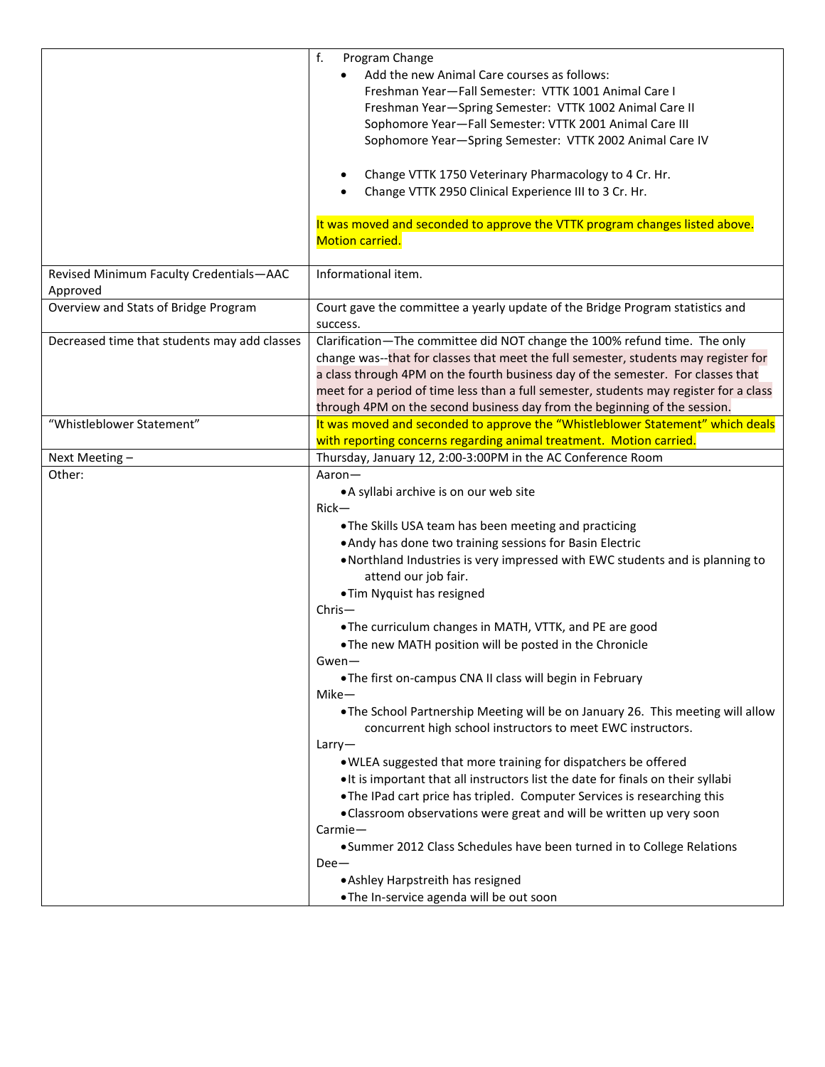| | |
|---|---|
| | f. Program Change<br>• Add the new Animal Care courses as follows:<br>Freshman Year—Fall Semester: VTTK 1001 Animal Care I<br>Freshman Year—Spring Semester: VTTK 1002 Animal Care II<br>Sophomore Year—Fall Semester: VTTK 2001 Animal Care III<br>Sophomore Year—Spring Semester: VTTK 2002 Animal Care IV<br><br>• Change VTTK 1750 Veterinary Pharmacology to 4 Cr. Hr.<br>• Change VTTK 2950 Clinical Experience III to 3 Cr. Hr.<br><br>It was moved and seconded to approve the VTTK program changes listed above. Motion carried. |
| Revised Minimum Faculty Credentials—AAC Approved | Informational item. |
| Overview and Stats of Bridge Program | Court gave the committee a yearly update of the Bridge Program statistics and success. |
| Decreased time that students may add classes | Clarification—The committee did NOT change the 100% refund time. The only change was--that for classes that meet the full semester, students may register for a class through 4PM on the fourth business day of the semester. For classes that meet for a period of time less than a full semester, students may register for a class through 4PM on the second business day from the beginning of the session. |
| "Whistleblower Statement" | It was moved and seconded to approve the "Whistleblower Statement" which deals with reporting concerns regarding animal treatment. Motion carried. |
| Next Meeting – | Thursday, January 12, 2:00-3:00PM in the AC Conference Room |
| Other: | Aaron—<br>• A syllabi archive is on our web site<br>Rick—<br>• The Skills USA team has been meeting and practicing<br>• Andy has done two training sessions for Basin Electric<br>• Northland Industries is very impressed with EWC students and is planning to attend our job fair.<br>• Tim Nyquist has resigned<br>Chris—<br>• The curriculum changes in MATH, VTTK, and PE are good<br>• The new MATH position will be posted in the Chronicle<br>Gwen—<br>• The first on-campus CNA II class will begin in February<br>Mike—<br>• The School Partnership Meeting will be on January 26. This meeting will allow concurrent high school instructors to meet EWC instructors.<br>Larry—<br>• WLEA suggested that more training for dispatchers be offered<br>• It is important that all instructors list the date for finals on their syllabi<br>• The IPad cart price has tripled. Computer Services is researching this<br>• Classroom observations were great and will be written up very soon<br>Carmie—<br>• Summer 2012 Class Schedules have been turned in to College Relations<br>Dee—<br>• Ashley Harpstreith has resigned<br>• The In-service agenda will be out soon |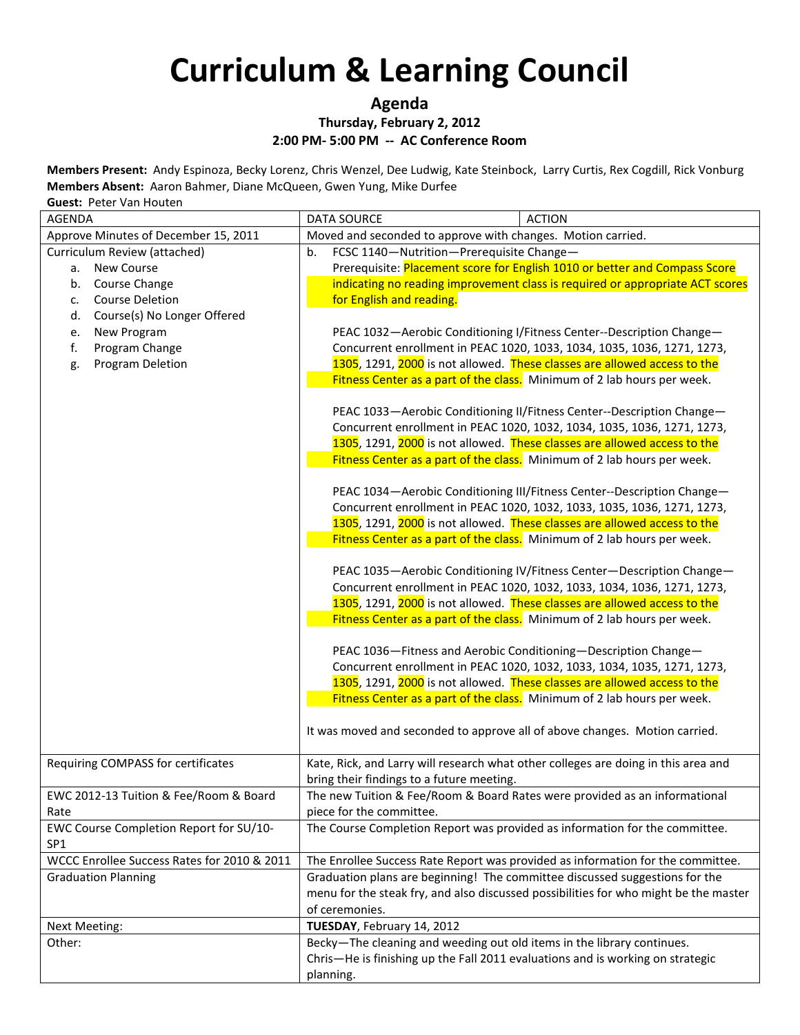# Curriculum & Learning Council

**Agenda**

**Thursday, February 2, 2012**

**2:00 PM- 5:00 PM -- AC Conference Room**

**Members Present:** Andy Espinoza, Becky Lorenz, Chris Wenzel, Dee Ludwig, Kate Steinbock, Larry Curtis, Rex Cogdill, Rick Vonburg
**Members Absent:** Aaron Bahmer, Diane McQueen, Gwen Yung, Mike Durfee
**Guest:** Peter Van Houten

| AGENDA | DATA SOURCE / ACTION |
|---|---|
| Approve Minutes of December 15, 2011 | Moved and seconded to approve with changes. Motion carried. |
| Curriculum Review (attached)<br>a. New Course<br>b. Course Change<br>c. Course Deletion<br>d. Course(s) No Longer Offered<br>e. New Program<br>f. Program Change<br>g. Program Deletion | b. FCSC 1140—Nutrition—Prerequisite Change—<br>Prerequisite: Placement score for English 1010 or better and Compass Score indicating no reading improvement class is required or appropriate ACT scores for English and reading.<br><br>PEAC 1032—Aerobic Conditioning I/Fitness Center--Description Change—Concurrent enrollment in PEAC 1020, 1033, 1034, 1035, 1036, 1271, 1273, 1305, 1291, 2000 is not allowed. These classes are allowed access to the Fitness Center as a part of the class. Minimum of 2 lab hours per week.<br><br>PEAC 1033—Aerobic Conditioning II/Fitness Center--Description Change—Concurrent enrollment in PEAC 1020, 1032, 1034, 1035, 1036, 1271, 1273, 1305, 1291, 2000 is not allowed. These classes are allowed access to the Fitness Center as a part of the class. Minimum of 2 lab hours per week.<br><br>PEAC 1034—Aerobic Conditioning III/Fitness Center--Description Change—Concurrent enrollment in PEAC 1020, 1032, 1033, 1035, 1036, 1271, 1273, 1305, 1291, 2000 is not allowed. These classes are allowed access to the Fitness Center as a part of the class. Minimum of 2 lab hours per week.<br><br>PEAC 1035—Aerobic Conditioning IV/Fitness Center—Description Change—Concurrent enrollment in PEAC 1020, 1032, 1033, 1034, 1036, 1271, 1273, 1305, 1291, 2000 is not allowed. These classes are allowed access to the Fitness Center as a part of the class. Minimum of 2 lab hours per week.<br><br>PEAC 1036—Fitness and Aerobic Conditioning—Description Change—Concurrent enrollment in PEAC 1020, 1032, 1033, 1034, 1035, 1271, 1273, 1305, 1291, 2000 is not allowed. These classes are allowed access to the Fitness Center as a part of the class. Minimum of 2 lab hours per week.<br><br>It was moved and seconded to approve all of above changes. Motion carried. |
| Requiring COMPASS for certificates | Kate, Rick, and Larry will research what other colleges are doing in this area and bring their findings to a future meeting. |
| EWC 2012-13 Tuition & Fee/Room & Board Rate | The new Tuition & Fee/Room & Board Rates were provided as an informational piece for the committee. |
| EWC Course Completion Report for SU/10-SP1 | The Course Completion Report was provided as information for the committee. |
| WCCC Enrollee Success Rates for 2010 & 2011 | The Enrollee Success Rate Report was provided as information for the committee. |
| Graduation Planning | Graduation plans are beginning! The committee discussed suggestions for the menu for the steak fry, and also discussed possibilities for who might be the master of ceremonies. |
| Next Meeting: | **TUESDAY**, February 14, 2012 |
| Other: | Becky—The cleaning and weeding out old items in the library continues.<br>Chris—He is finishing up the Fall 2011 evaluations and is working on strategic planning. |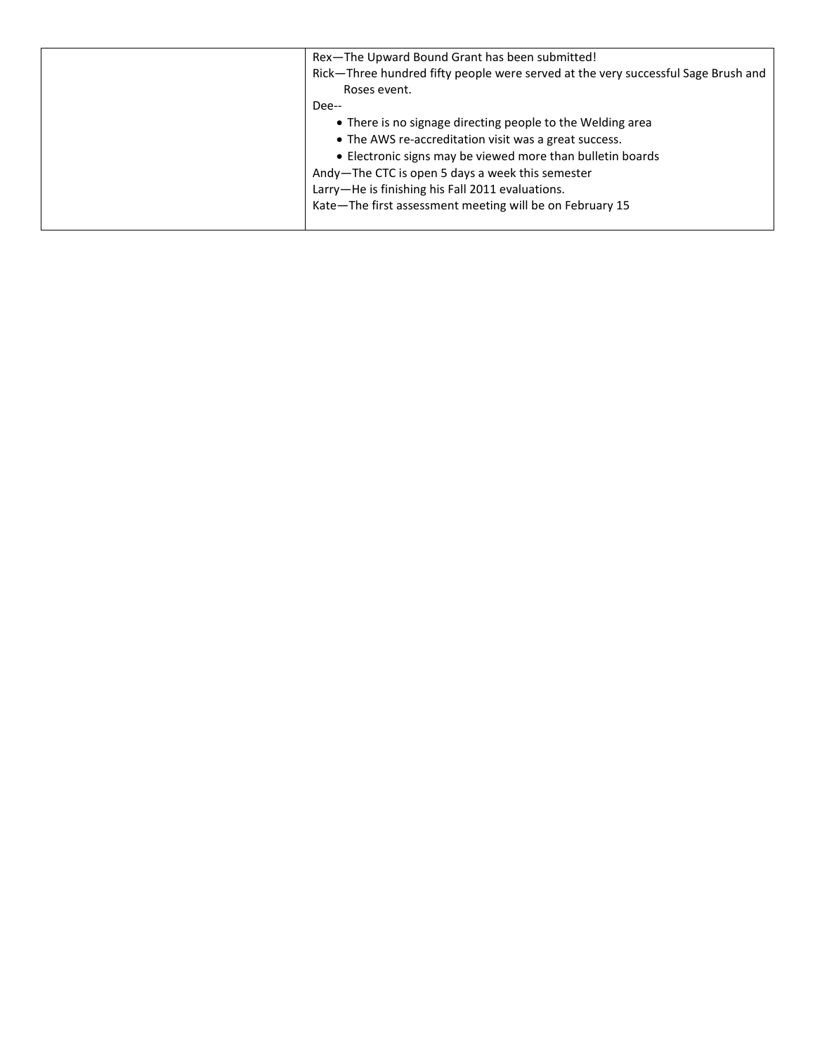| | |
|---|---|
| | Rex—The Upward Bound Grant has been submitted!<br>Rick—Three hundred fifty people were served at the very successful Sage Brush and Roses event.<br>Dee--<br>• There is no signage directing people to the Welding area<br>• The AWS re-accreditation visit was a great success.<br>• Electronic signs may be viewed more than bulletin boards<br>Andy—The CTC is open 5 days a week this semester<br>Larry—He is finishing his Fall 2011 evaluations.<br>Kate—The first assessment meeting will be on February 15 |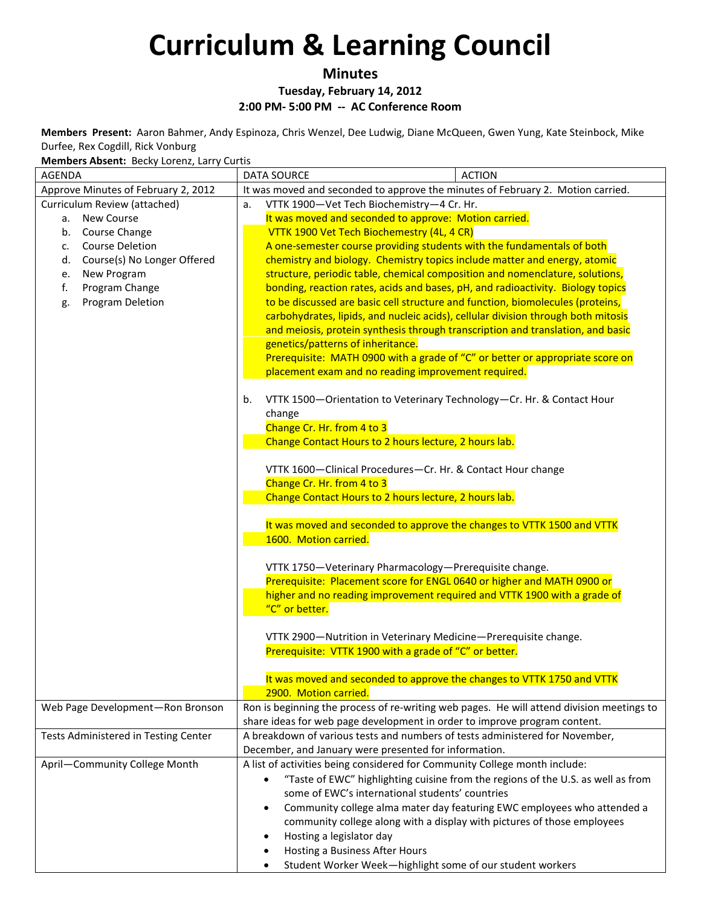# Curriculum & Learning Council

**Minutes**

**Tuesday, February 14, 2012**

**2:00 PM- 5:00 PM -- AC Conference Room**

**Members Present:** Aaron Bahmer, Andy Espinoza, Chris Wenzel, Dee Ludwig, Diane McQueen, Gwen Yung, Kate Steinbock, Mike Durfee, Rex Cogdill, Rick Vonburg

**Members Absent:** Becky Lorenz, Larry Curtis

| AGENDA | DATA SOURCE | ACTION |
|---|---|---|
| Approve Minutes of February 2, 2012 | It was moved and seconded to approve the minutes of February 2. Motion carried. | |
| Curriculum Review (attached)<br>a. New Course<br>b. Course Change<br>c. Course Deletion<br>d. Course(s) No Longer Offered<br>e. New Program<br>f. Program Change<br>g. Program Deletion | a. VTTK 1900—Vet Tech Biochemistry—4 Cr. Hr.<br>It was moved and seconded to approve: Motion carried.<br>VTTK 1900 Vet Tech Biochemestry (4L, 4 CR)<br>A one-semester course providing students with the fundamentals of both chemistry and biology. Chemistry topics include matter and energy, atomic structure, periodic table, chemical composition and nomenclature, solutions, bonding, reaction rates, acids and bases, pH, and radioactivity. Biology topics to be discussed are basic cell structure and function, biomolecules (proteins, carbohydrates, lipids, and nucleic acids), cellular division through both mitosis and meiosis, protein synthesis through transcription and translation, and basic genetics/patterns of inheritance.<br>Prerequisite: MATH 0900 with a grade of "C" or better or appropriate score on placement exam and no reading improvement required.<br><br>b. VTTK 1500—Orientation to Veterinary Technology—Cr. Hr. & Contact Hour change<br>Change Cr. Hr. from 4 to 3<br>Change Contact Hours to 2 hours lecture, 2 hours lab.<br><br>VTTK 1600—Clinical Procedures—Cr. Hr. & Contact Hour change<br>Change Cr. Hr. from 4 to 3<br>Change Contact Hours to 2 hours lecture, 2 hours lab.<br><br>It was moved and seconded to approve the changes to VTTK 1500 and VTTK 1600. Motion carried.<br><br>VTTK 1750—Veterinary Pharmacology—Prerequisite change.<br>Prerequisite: Placement score for ENGL 0640 or higher and MATH 0900 or higher and no reading improvement required and VTTK 1900 with a grade of "C" or better.<br><br>VTTK 2900—Nutrition in Veterinary Medicine—Prerequisite change.<br>Prerequisite: VTTK 1900 with a grade of "C" or better.<br><br>It was moved and seconded to approve the changes to VTTK 1750 and VTTK 2900. Motion carried. | |
| Web Page Development—Ron Bronson | Ron is beginning the process of re-writing web pages. He will attend division meetings to share ideas for web page development in order to improve program content. | |
| Tests Administered in Testing Center | A breakdown of various tests and numbers of tests administered for November, December, and January were presented for information. | |
| April—Community College Month | A list of activities being considered for Community College month include:<br>• "Taste of EWC" highlighting cuisine from the regions of the U.S. as well as from some of EWC's international students' countries<br>• Community college alma mater day featuring EWC employees who attended a community college along with a display with pictures of those employees<br>• Hosting a legislator day<br>• Hosting a Business After Hours<br>• Student Worker Week—highlight some of our student workers | |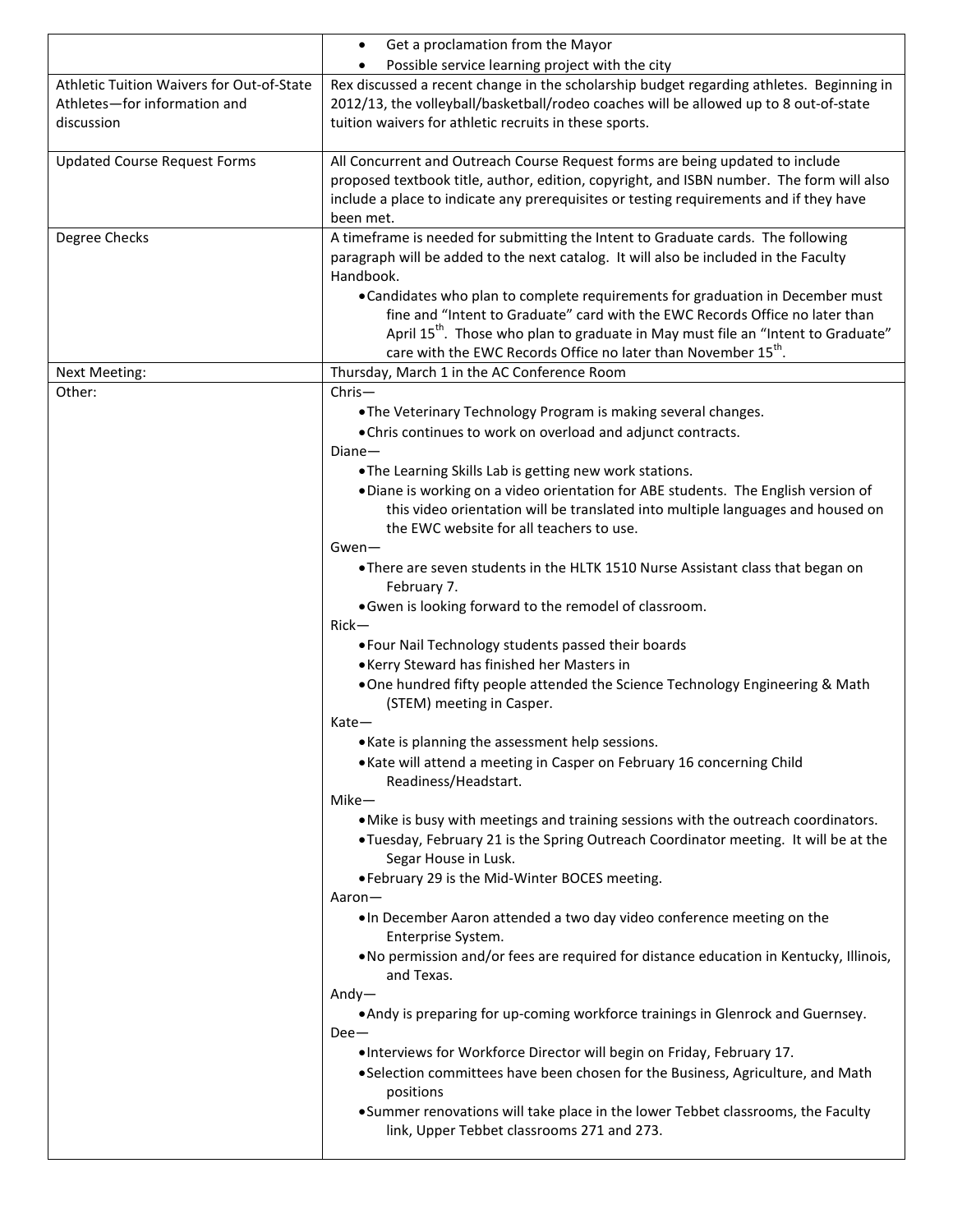| | |
|---|---|
| | • Get a proclamation from the Mayor<br>• Possible service learning project with the city |
| Athletic Tuition Waivers for Out-of-State Athletes—for information and discussion | Rex discussed a recent change in the scholarship budget regarding athletes. Beginning in 2012/13, the volleyball/basketball/rodeo coaches will be allowed up to 8 out-of-state tuition waivers for athletic recruits in these sports. |
| Updated Course Request Forms | All Concurrent and Outreach Course Request forms are being updated to include proposed textbook title, author, edition, copyright, and ISBN number. The form will also include a place to indicate any prerequisites or testing requirements and if they have been met. |
| Degree Checks | A timeframe is needed for submitting the Intent to Graduate cards. The following paragraph will be added to the next catalog. It will also be included in the Faculty Handbook.<br>• Candidates who plan to complete requirements for graduation in December must fine and "Intent to Graduate" card with the EWC Records Office no later than April 15th. Those who plan to graduate in May must file an "Intent to Graduate" care with the EWC Records Office no later than November 15th. |
| Next Meeting: | Thursday, March 1 in the AC Conference Room |
| Other: | Chris—<br>• The Veterinary Technology Program is making several changes.<br>• Chris continues to work on overload and adjunct contracts.<br>Diane—<br>• The Learning Skills Lab is getting new work stations.<br>• Diane is working on a video orientation for ABE students. The English version of this video orientation will be translated into multiple languages and housed on the EWC website for all teachers to use.<br>Gwen—<br>• There are seven students in the HLTK 1510 Nurse Assistant class that began on February 7.<br>• Gwen is looking forward to the remodel of classroom.<br>Rick—<br>• Four Nail Technology students passed their boards<br>• Kerry Steward has finished her Masters in<br>• One hundred fifty people attended the Science Technology Engineering & Math (STEM) meeting in Casper.<br>Kate—<br>• Kate is planning the assessment help sessions.<br>• Kate will attend a meeting in Casper on February 16 concerning Child Readiness/Headstart.<br>Mike—<br>• Mike is busy with meetings and training sessions with the outreach coordinators.<br>• Tuesday, February 21 is the Spring Outreach Coordinator meeting. It will be at the Segar House in Lusk.<br>• February 29 is the Mid-Winter BOCES meeting.<br>Aaron—<br>• In December Aaron attended a two day video conference meeting on the Enterprise System.<br>• No permission and/or fees are required for distance education in Kentucky, Illinois, and Texas.<br>Andy—<br>• Andy is preparing for up-coming workforce trainings in Glenrock and Guernsey.<br>Dee—<br>• Interviews for Workforce Director will begin on Friday, February 17.<br>• Selection committees have been chosen for the Business, Agriculture, and Math positions<br>• Summer renovations will take place in the lower Tebbet classrooms, the Faculty link, Upper Tebbet classrooms 271 and 273. |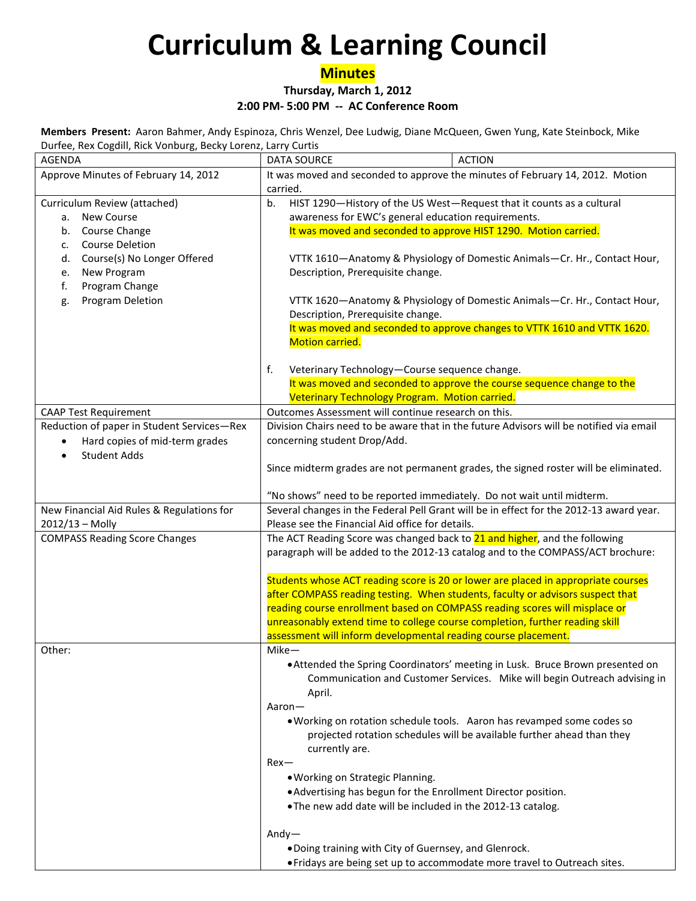# Curriculum & Learning Council

**Minutes**

**Thursday, March 1, 2012**

**2:00 PM- 5:00 PM -- AC Conference Room**

**Members Present:** Aaron Bahmer, Andy Espinoza, Chris Wenzel, Dee Ludwig, Diane McQueen, Gwen Yung, Kate Steinbock, Mike Durfee, Rex Cogdill, Rick Vonburg, Becky Lorenz, Larry Curtis

| AGENDA | DATA SOURCE | ACTION |
|---|---|---|
| Approve Minutes of February 14, 2012 | It was moved and seconded to approve the minutes of February 14, 2012. Motion carried. | |
| Curriculum Review (attached)<br>a. New Course<br>b. Course Change<br>c. Course Deletion<br>d. Course(s) No Longer Offered<br>e. New Program<br>f. Program Change<br>g. Program Deletion | b. HIST 1290—History of the US West—Request that it counts as a cultural awareness for EWC's general education requirements.<br>It was moved and seconded to approve HIST 1290. Motion carried.<br><br>VTTK 1610—Anatomy & Physiology of Domestic Animals—Cr. Hr., Contact Hour, Description, Prerequisite change.<br><br>VTTK 1620—Anatomy & Physiology of Domestic Animals—Cr. Hr., Contact Hour, Description, Prerequisite change.<br>It was moved and seconded to approve changes to VTTK 1610 and VTTK 1620. Motion carried.<br><br>f. Veterinary Technology—Course sequence change.<br>It was moved and seconded to approve the course sequence change to the Veterinary Technology Program. Motion carried. | |
| CAAP Test Requirement | Outcomes Assessment will continue research on this. | |
| Reduction of paper in Student Services—Rex<br>• Hard copies of mid-term grades<br>• Student Adds | Division Chairs need to be aware that in the future Advisors will be notified via email concerning student Drop/Add.<br><br>Since midterm grades are not permanent grades, the signed roster will be eliminated.<br><br>"No shows" need to be reported immediately. Do not wait until midterm. | |
| New Financial Aid Rules & Regulations for 2012/13 – Molly | Several changes in the Federal Pell Grant will be in effect for the 2012-13 award year. Please see the Financial Aid office for details. | |
| COMPASS Reading Score Changes | The ACT Reading Score was changed back to 21 and higher, and the following paragraph will be added to the 2012-13 catalog and to the COMPASS/ACT brochure:<br><br>Students whose ACT reading score is 20 or lower are placed in appropriate courses after COMPASS reading testing. When students, faculty or advisors suspect that reading course enrollment based on COMPASS reading scores will misplace or unreasonably extend time to college course completion, further reading skill assessment will inform developmental reading course placement. | |
| Other: | Mike—<br>• Attended the Spring Coordinators' meeting in Lusk. Bruce Brown presented on Communication and Customer Services. Mike will begin Outreach advising in April.<br>Aaron—<br>• Working on rotation schedule tools. Aaron has revamped some codes so projected rotation schedules will be available further ahead than they currently are.<br>Rex—<br>• Working on Strategic Planning.<br>• Advertising has begun for the Enrollment Director position.<br>• The new add date will be included in the 2012-13 catalog.<br><br>Andy—<br>• Doing training with City of Guernsey, and Glenrock.<br>• Fridays are being set up to accommodate more travel to Outreach sites. | |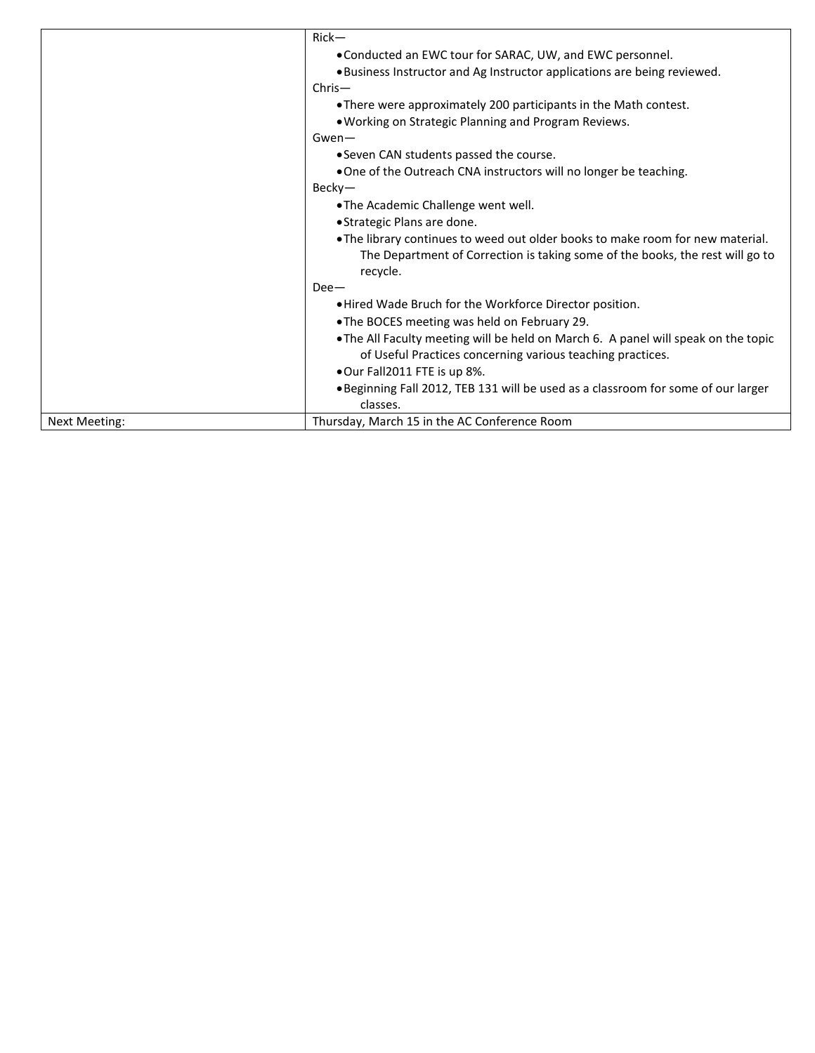| | |
|---|---|
| | Rick—<br>• Conducted an EWC tour for SARAC, UW, and EWC personnel.<br>• Business Instructor and Ag Instructor applications are being reviewed.<br>Chris—<br>• There were approximately 200 participants in the Math contest.<br>• Working on Strategic Planning and Program Reviews.<br>Gwen—<br>• Seven CAN students passed the course.<br>• One of the Outreach CNA instructors will no longer be teaching.<br>Becky—<br>• The Academic Challenge went well.<br>• Strategic Plans are done.<br>• The library continues to weed out older books to make room for new material. The Department of Correction is taking some of the books, the rest will go to recycle.<br>Dee—<br>• Hired Wade Bruch for the Workforce Director position.<br>• The BOCES meeting was held on February 29.<br>• The All Faculty meeting will be held on March 6. A panel will speak on the topic of Useful Practices concerning various teaching practices.<br>• Our Fall2011 FTE is up 8%.<br>• Beginning Fall 2012, TEB 131 will be used as a classroom for some of our larger classes. |
| Next Meeting: | Thursday, March 15 in the AC Conference Room |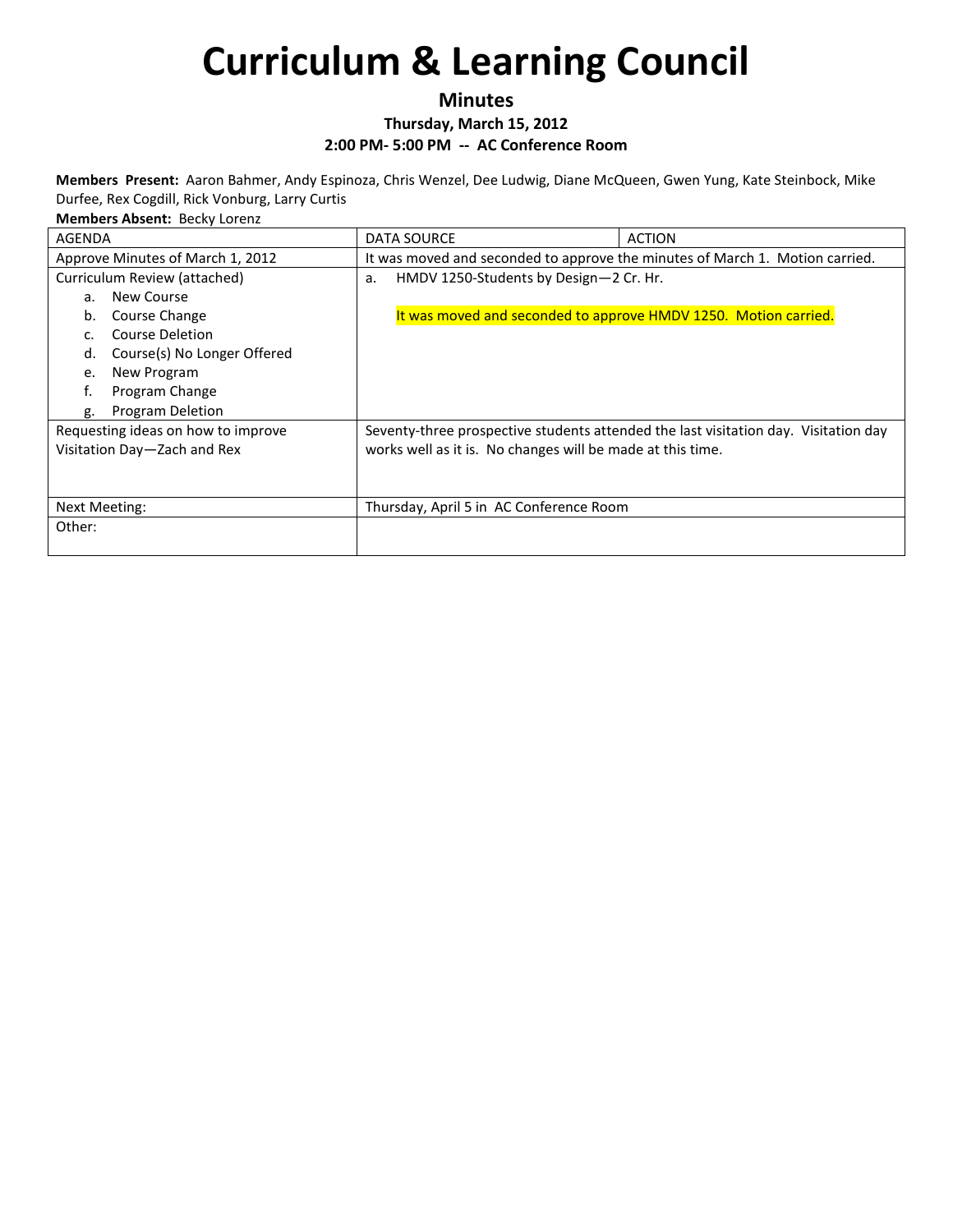# Curriculum & Learning Council

**Minutes**

**Thursday, March 15, 2012**

**2:00 PM- 5:00 PM -- AC Conference Room**

**Members Present:** Aaron Bahmer, Andy Espinoza, Chris Wenzel, Dee Ludwig, Diane McQueen, Gwen Yung, Kate Steinbock, Mike Durfee, Rex Cogdill, Rick Vonburg, Larry Curtis

**Members Absent:** Becky Lorenz

| AGENDA | DATA SOURCE | ACTION |
|---|---|---|
| Approve Minutes of March 1, 2012 | It was moved and seconded to approve the minutes of March 1. Motion carried. | |
| Curriculum Review (attached)<br>a. New Course<br>b. Course Change<br>c. Course Deletion<br>d. Course(s) No Longer Offered<br>e. New Program<br>f. Program Change<br>g. Program Deletion | a. HMDV 1250-Students by Design—2 Cr. Hr.<br><br>It was moved and seconded to approve HMDV 1250. Motion carried. | |
| Requesting ideas on how to improve Visitation Day—Zach and Rex | Seventy-three prospective students attended the last visitation day. Visitation day works well as it is. No changes will be made at this time. | |
| Next Meeting: | Thursday, April 5 in AC Conference Room | |
| Other: | | |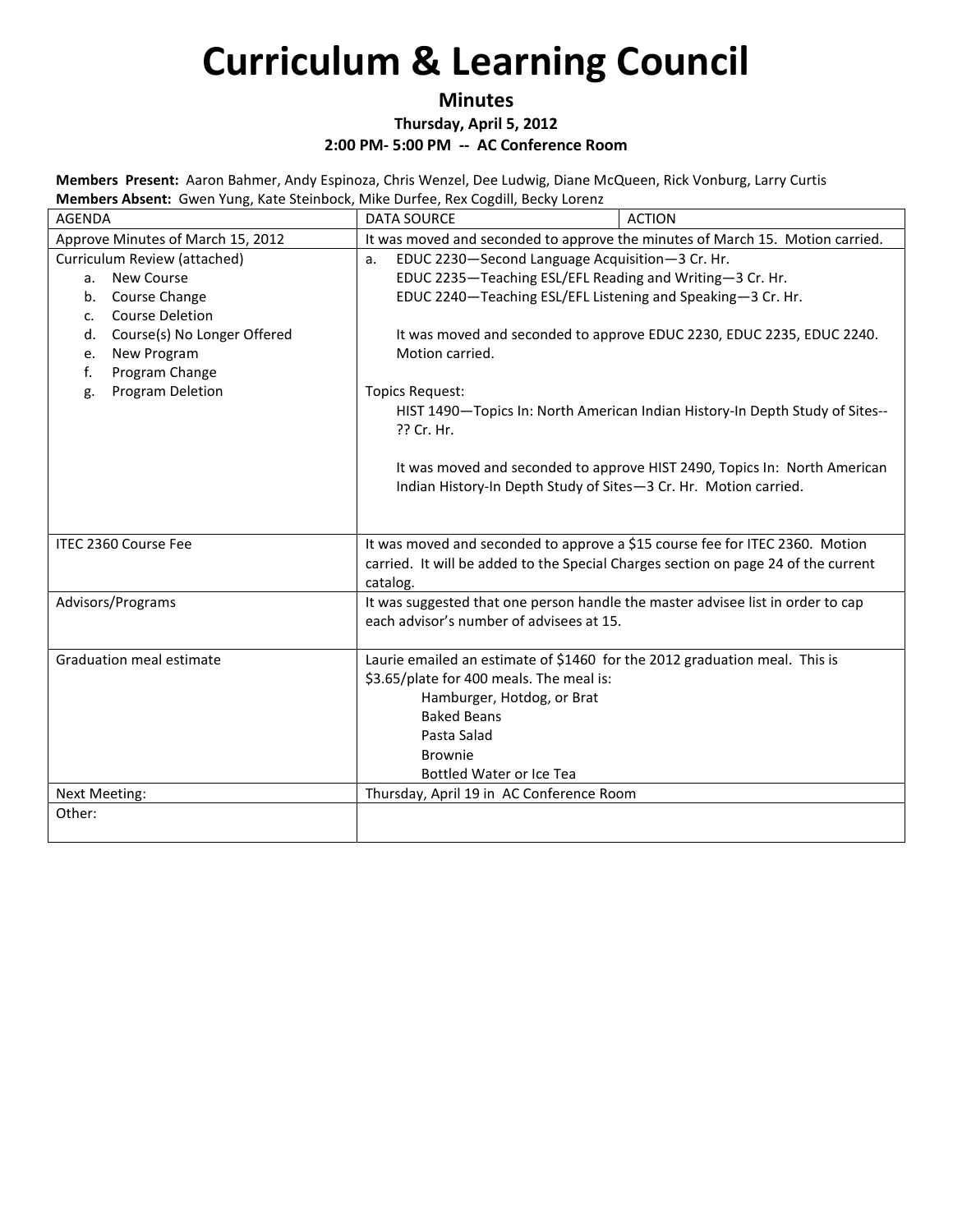# Curriculum & Learning Council

**Minutes**

**Thursday, April 5, 2012**

**2:00 PM- 5:00 PM -- AC Conference Room**

**Members Present:** Aaron Bahmer, Andy Espinoza, Chris Wenzel, Dee Ludwig, Diane McQueen, Rick Vonburg, Larry Curtis
**Members Absent:** Gwen Yung, Kate Steinbock, Mike Durfee, Rex Cogdill, Becky Lorenz

| AGENDA | DATA SOURCE | ACTION |
|---|---|---|
| Approve Minutes of March 15, 2012 | It was moved and seconded to approve the minutes of March 15. Motion carried. | |
| Curriculum Review (attached)<br>a. New Course<br>b. Course Change<br>c. Course Deletion<br>d. Course(s) No Longer Offered<br>e. New Program<br>f. Program Change<br>g. Program Deletion | a. EDUC 2230—Second Language Acquisition—3 Cr. Hr.<br>EDUC 2235—Teaching ESL/EFL Reading and Writing—3 Cr. Hr.<br>EDUC 2240—Teaching ESL/EFL Listening and Speaking—3 Cr. Hr.<br><br>It was moved and seconded to approve EDUC 2230, EDUC 2235, EDUC 2240. Motion carried.<br><br>Topics Request:<br>HIST 1490—Topics In: North American Indian History-In Depth Study of Sites--?? Cr. Hr.<br><br>It was moved and seconded to approve HIST 2490, Topics In: North American Indian History-In Depth Study of Sites—3 Cr. Hr. Motion carried. | |
| ITEC 2360 Course Fee | It was moved and seconded to approve a $15 course fee for ITEC 2360. Motion carried. It will be added to the Special Charges section on page 24 of the current catalog. | |
| Advisors/Programs | It was suggested that one person handle the master advisee list in order to cap each advisor's number of advisees at 15. | |
| Graduation meal estimate | Laurie emailed an estimate of $1460 for the 2012 graduation meal. This is $3.65/plate for 400 meals. The meal is:<br>Hamburger, Hotdog, or Brat<br>Baked Beans<br>Pasta Salad<br>Brownie<br>Bottled Water or Ice Tea | |
| Next Meeting: | Thursday, April 19 in AC Conference Room | |
| Other: | | |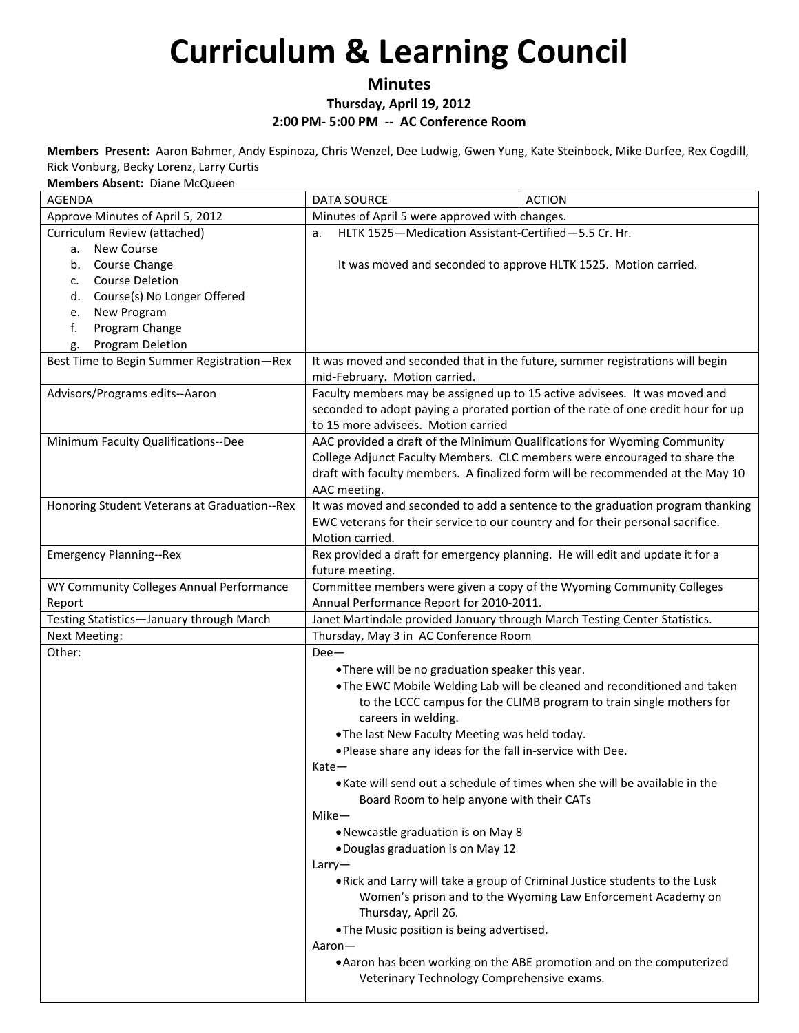# Curriculum & Learning Council

**Minutes**

**Thursday, April 19, 2012**

**2:00 PM- 5:00 PM -- AC Conference Room**

**Members Present:** Aaron Bahmer, Andy Espinoza, Chris Wenzel, Dee Ludwig, Gwen Yung, Kate Steinbock, Mike Durfee, Rex Cogdill, Rick Vonburg, Becky Lorenz, Larry Curtis

**Members Absent:** Diane McQueen

| AGENDA | DATA SOURCE | ACTION |
|---|---|---|
| Approve Minutes of April 5, 2012 | Minutes of April 5 were approved with changes. | |
| Curriculum Review (attached)<br>a. New Course<br>b. Course Change<br>c. Course Deletion<br>d. Course(s) No Longer Offered<br>e. New Program<br>f. Program Change<br>g. Program Deletion | a. HLTK 1525—Medication Assistant-Certified—5.5 Cr. Hr.<br><br>It was moved and seconded to approve HLTK 1525. Motion carried. | |
| Best Time to Begin Summer Registration—Rex | It was moved and seconded that in the future, summer registrations will begin mid-February. Motion carried. | |
| Advisors/Programs edits--Aaron | Faculty members may be assigned up to 15 active advisees. It was moved and seconded to adopt paying a prorated portion of the rate of one credit hour for up to 15 more advisees. Motion carried | |
| Minimum Faculty Qualifications--Dee | AAC provided a draft of the Minimum Qualifications for Wyoming Community College Adjunct Faculty Members. CLC members were encouraged to share the draft with faculty members. A finalized form will be recommended at the May 10 AAC meeting. | |
| Honoring Student Veterans at Graduation--Rex | It was moved and seconded to add a sentence to the graduation program thanking EWC veterans for their service to our country and for their personal sacrifice. Motion carried. | |
| Emergency Planning--Rex | Rex provided a draft for emergency planning. He will edit and update it for a future meeting. | |
| WY Community Colleges Annual Performance Report | Committee members were given a copy of the Wyoming Community Colleges Annual Performance Report for 2010-2011. | |
| Testing Statistics—January through March | Janet Martindale provided January through March Testing Center Statistics. | |
| Next Meeting: | Thursday, May 3 in AC Conference Room | |
| Other: | Dee—<br>• There will be no graduation speaker this year.<br>• The EWC Mobile Welding Lab will be cleaned and reconditioned and taken to the LCCC campus for the CLIMB program to train single mothers for careers in welding.<br>• The last New Faculty Meeting was held today.<br>• Please share any ideas for the fall in-service with Dee.<br>Kate—<br>• Kate will send out a schedule of times when she will be available in the Board Room to help anyone with their CATs<br>Mike—<br>• Newcastle graduation is on May 8<br>• Douglas graduation is on May 12<br>Larry—<br>• Rick and Larry will take a group of Criminal Justice students to the Lusk Women's prison and to the Wyoming Law Enforcement Academy on Thursday, April 26.<br>• The Music position is being advertised.<br>Aaron—<br>• Aaron has been working on the ABE promotion and on the computerized Veterinary Technology Comprehensive exams. | |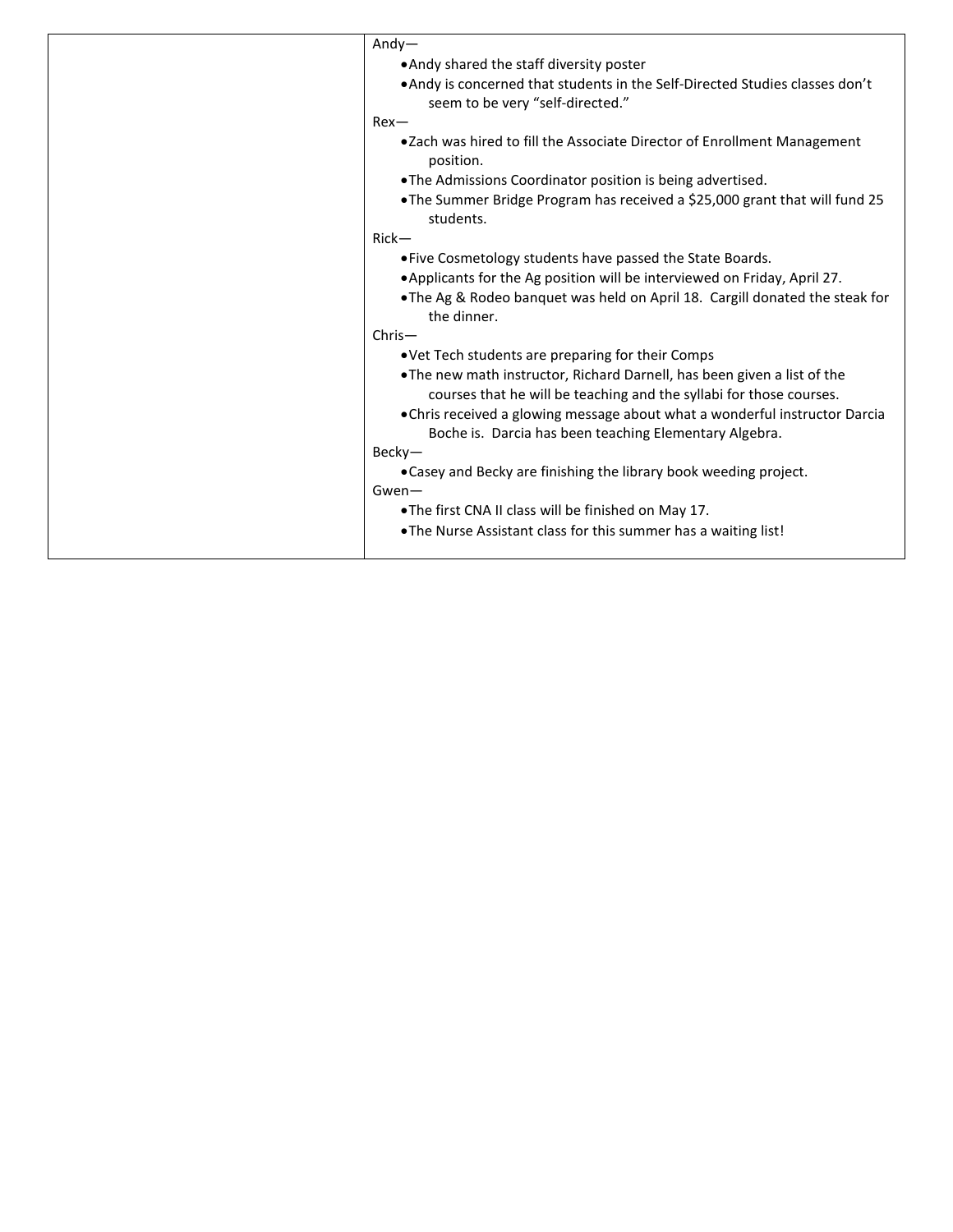| | |
|---|---|
| | Andy—<br>• Andy shared the staff diversity poster<br>• Andy is concerned that students in the Self-Directed Studies classes don't seem to be very "self-directed."<br>Rex—<br>• Zach was hired to fill the Associate Director of Enrollment Management position.<br>• The Admissions Coordinator position is being advertised.<br>• The Summer Bridge Program has received a $25,000 grant that will fund 25 students.<br>Rick—<br>• Five Cosmetology students have passed the State Boards.<br>• Applicants for the Ag position will be interviewed on Friday, April 27.<br>• The Ag & Rodeo banquet was held on April 18. Cargill donated the steak for the dinner.<br>Chris—<br>• Vet Tech students are preparing for their Comps<br>• The new math instructor, Richard Darnell, has been given a list of the courses that he will be teaching and the syllabi for those courses.<br>• Chris received a glowing message about what a wonderful instructor Darcia Boche is. Darcia has been teaching Elementary Algebra.<br>Becky—<br>• Casey and Becky are finishing the library book weeding project.<br>Gwen—<br>• The first CNA II class will be finished on May 17.<br>• The Nurse Assistant class for this summer has a waiting list! |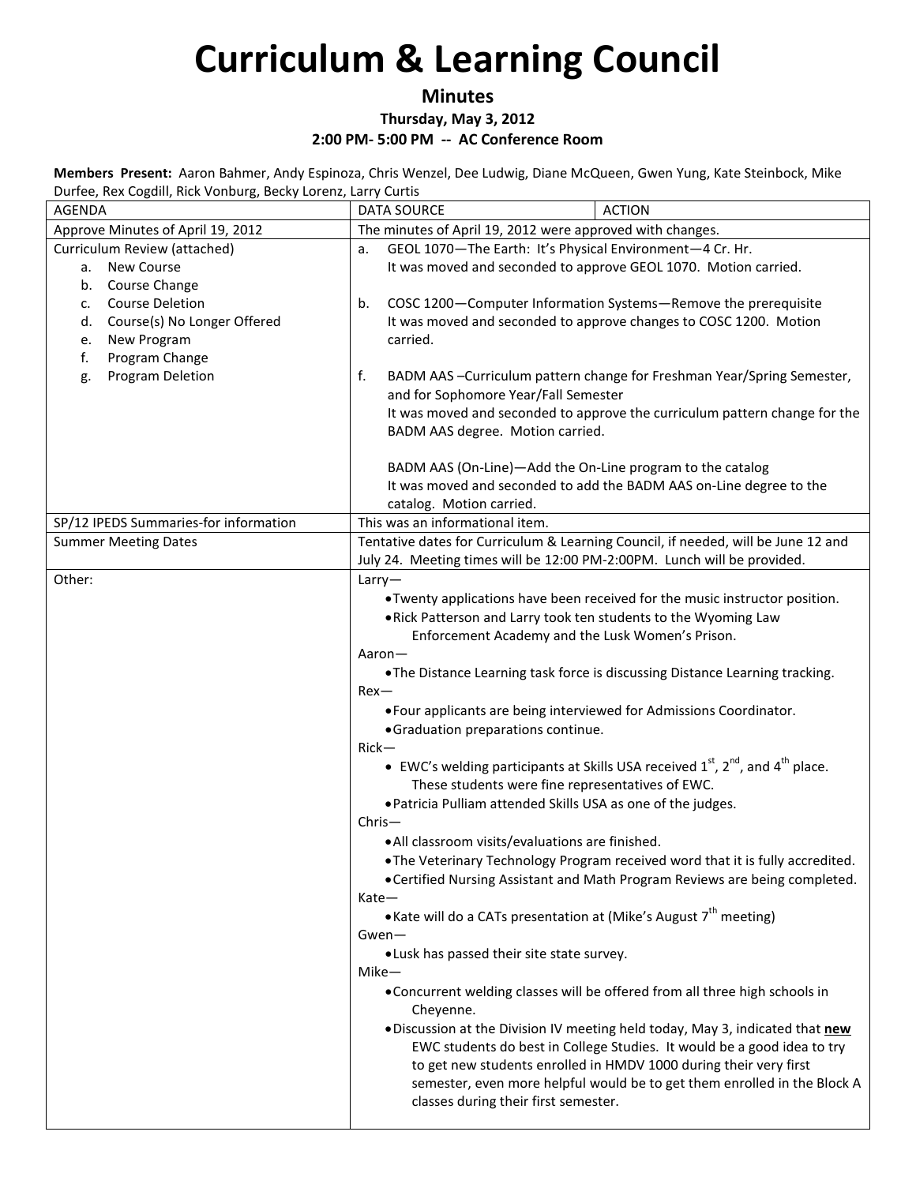# Curriculum & Learning Council

**Minutes**

**Thursday, May 3, 2012**

**2:00 PM- 5:00 PM -- AC Conference Room**

**Members Present:** Aaron Bahmer, Andy Espinoza, Chris Wenzel, Dee Ludwig, Diane McQueen, Gwen Yung, Kate Steinbock, Mike Durfee, Rex Cogdill, Rick Vonburg, Becky Lorenz, Larry Curtis

| AGENDA | DATA SOURCE | ACTION |
|---|---|---|
| Approve Minutes of April 19, 2012 | The minutes of April 19, 2012 were approved with changes. | |
| Curriculum Review (attached)<br>a. New Course<br>b. Course Change<br>c. Course Deletion<br>d. Course(s) No Longer Offered<br>e. New Program<br>f. Program Change<br>g. Program Deletion | a. GEOL 1070—The Earth: It's Physical Environment—4 Cr. Hr.<br>It was moved and seconded to approve GEOL 1070. Motion carried.<br><br>b. COSC 1200—Computer Information Systems—Remove the prerequisite<br>It was moved and seconded to approve changes to COSC 1200. Motion carried.<br><br>f. BADM AAS –Curriculum pattern change for Freshman Year/Spring Semester, and for Sophomore Year/Fall Semester<br>It was moved and seconded to approve the curriculum pattern change for the BADM AAS degree. Motion carried.<br><br>BADM AAS (On-Line)—Add the On-Line program to the catalog<br>It was moved and seconded to add the BADM AAS on-Line degree to the catalog. Motion carried. | |
| SP/12 IPEDS Summaries-for information | This was an informational item. | |
| Summer Meeting Dates | Tentative dates for Curriculum & Learning Council, if needed, will be June 12 and July 24. Meeting times will be 12:00 PM-2:00PM. Lunch will be provided. | |
| Other: | Larry—<br>• Twenty applications have been received for the music instructor position.<br>• Rick Patterson and Larry took ten students to the Wyoming Law Enforcement Academy and the Lusk Women's Prison.<br>Aaron—<br>• The Distance Learning task force is discussing Distance Learning tracking.<br>Rex—<br>• Four applicants are being interviewed for Admissions Coordinator.<br>• Graduation preparations continue.<br>Rick—<br>• EWC's welding participants at Skills USA received 1st, 2nd, and 4th place. These students were fine representatives of EWC.<br>• Patricia Pulliam attended Skills USA as one of the judges.<br>Chris—<br>• All classroom visits/evaluations are finished.<br>• The Veterinary Technology Program received word that it is fully accredited.<br>• Certified Nursing Assistant and Math Program Reviews are being completed.<br>Kate—<br>• Kate will do a CATs presentation at (Mike's August 7th meeting)<br>Gwen—<br>• Lusk has passed their site state survey.<br>Mike—<br>• Concurrent welding classes will be offered from all three high schools in Cheyenne.<br>• Discussion at the Division IV meeting held today, May 3, indicated that **new** EWC students do best in College Studies. It would be a good idea to try to get new students enrolled in HMDV 1000 during their very first semester, even more helpful would be to get them enrolled in the Block A classes during their first semester. | |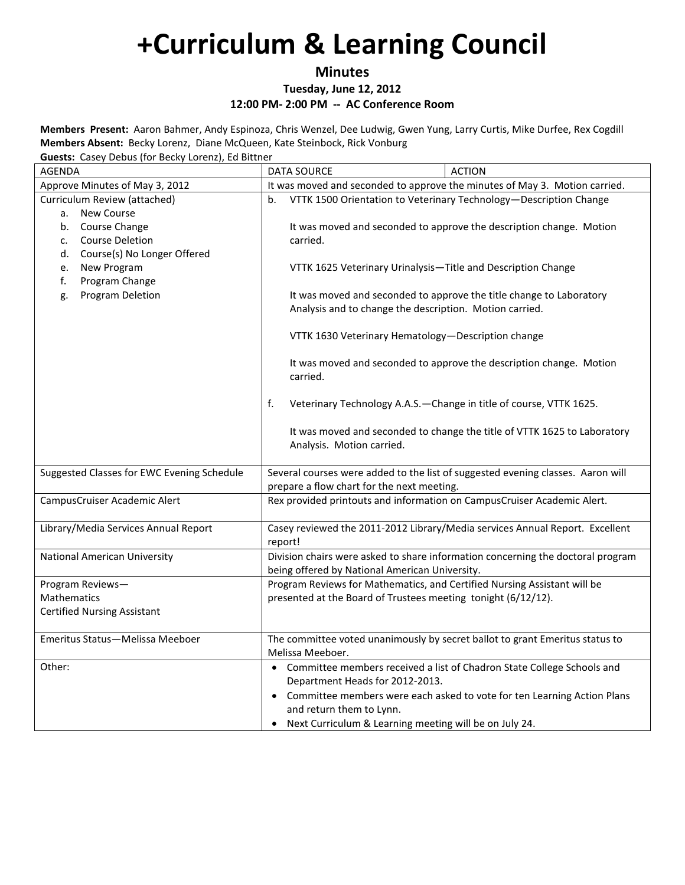# +Curriculum & Learning Council

**Minutes**

**Tuesday, June 12, 2012**

**12:00 PM- 2:00 PM -- AC Conference Room**

**Members Present:** Aaron Bahmer, Andy Espinoza, Chris Wenzel, Dee Ludwig, Gwen Yung, Larry Curtis, Mike Durfee, Rex Cogdill
**Members Absent:** Becky Lorenz, Diane McQueen, Kate Steinbock, Rick Vonburg
**Guests:** Casey Debus (for Becky Lorenz), Ed Bittner

| AGENDA | DATA SOURCE | ACTION |
|---|---|---|
| Approve Minutes of May 3, 2012 | It was moved and seconded to approve the minutes of May 3. Motion carried. | |
| Curriculum Review (attached)<br>a. New Course<br>b. Course Change<br>c. Course Deletion<br>d. Course(s) No Longer Offered<br>e. New Program<br>f. Program Change<br>g. Program Deletion | b. VTTK 1500 Orientation to Veterinary Technology—Description Change<br><br>It was moved and seconded to approve the description change. Motion carried.<br><br>VTTK 1625 Veterinary Urinalysis—Title and Description Change<br><br>It was moved and seconded to approve the title change to Laboratory Analysis and to change the description. Motion carried.<br><br>VTTK 1630 Veterinary Hematology—Description change<br><br>It was moved and seconded to approve the description change. Motion carried.<br><br>f. Veterinary Technology A.A.S.—Change in title of course, VTTK 1625.<br><br>It was moved and seconded to change the title of VTTK 1625 to Laboratory Analysis. Motion carried. | |
| Suggested Classes for EWC Evening Schedule | Several courses were added to the list of suggested evening classes. Aaron will prepare a flow chart for the next meeting. | |
| CampusCruiser Academic Alert | Rex provided printouts and information on CampusCruiser Academic Alert. | |
| Library/Media Services Annual Report | Casey reviewed the 2011-2012 Library/Media services Annual Report. Excellent report! | |
| National American University | Division chairs were asked to share information concerning the doctoral program being offered by National American University. | |
| Program Reviews—<br>Mathematics<br>Certified Nursing Assistant | Program Reviews for Mathematics, and Certified Nursing Assistant will be presented at the Board of Trustees meeting tonight (6/12/12). | |
| Emeritus Status—Melissa Meeboer | The committee voted unanimously by secret ballot to grant Emeritus status to Melissa Meeboer. | |
| Other: | • Committee members received a list of Chadron State College Schools and Department Heads for 2012-2013.<br>• Committee members were each asked to vote for ten Learning Action Plans and return them to Lynn.<br>• Next Curriculum & Learning meeting will be on July 24. | |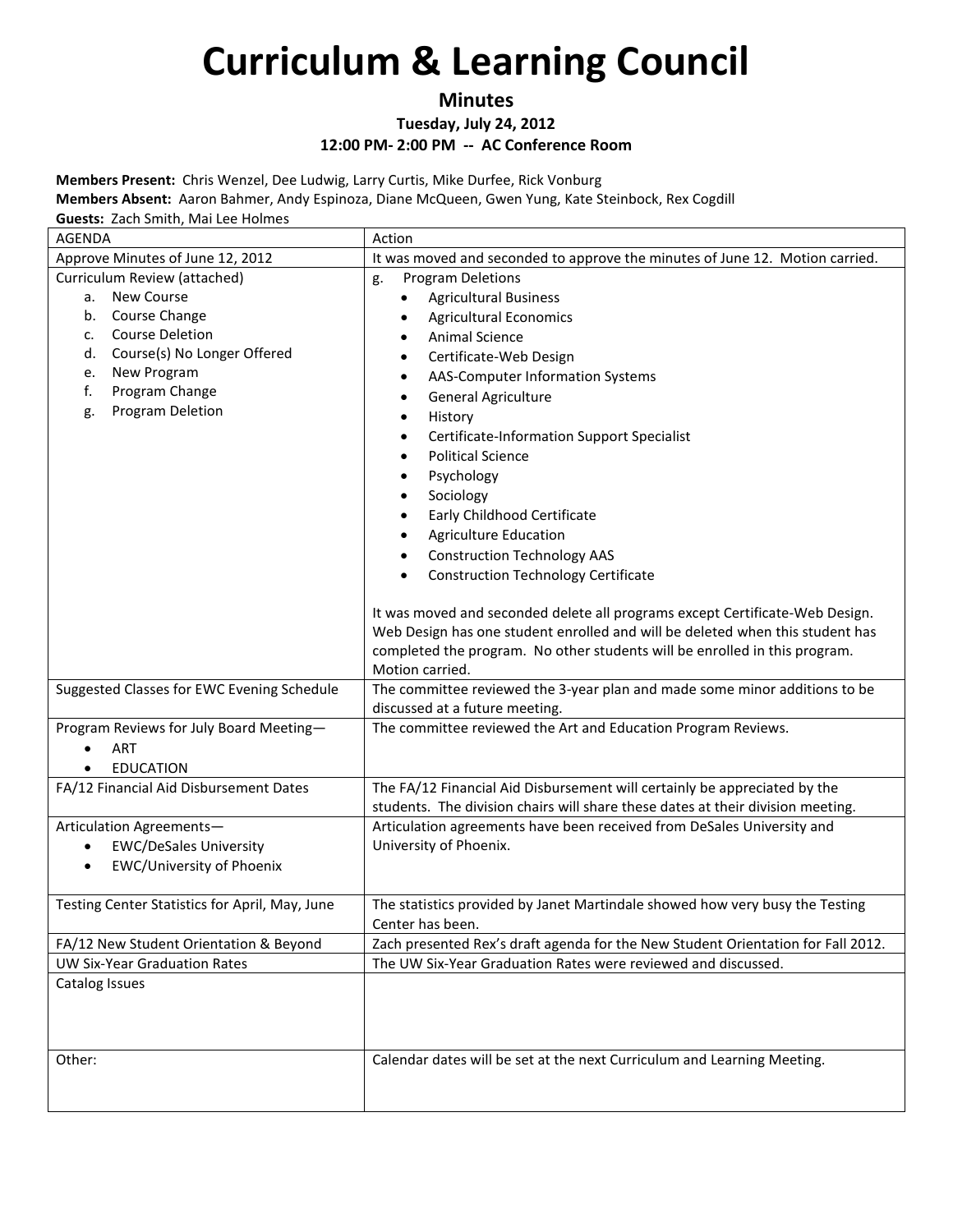# Curriculum & Learning Council

**Minutes**

**Tuesday, July 24, 2012**

**12:00 PM- 2:00 PM -- AC Conference Room**

**Members Present:** Chris Wenzel, Dee Ludwig, Larry Curtis, Mike Durfee, Rick Vonburg
**Members Absent:** Aaron Bahmer, Andy Espinoza, Diane McQueen, Gwen Yung, Kate Steinbock, Rex Cogdill
**Guests:** Zach Smith, Mai Lee Holmes

| AGENDA | Action |
|---|---|
| Approve Minutes of June 12, 2012 | It was moved and seconded to approve the minutes of June 12. Motion carried. |
| Curriculum Review (attached)<br>a. New Course<br>b. Course Change<br>c. Course Deletion<br>d. Course(s) No Longer Offered<br>e. New Program<br>f. Program Change<br>g. Program Deletion | g. Program Deletions<br>• Agricultural Business<br>• Agricultural Economics<br>• Animal Science<br>• Certificate-Web Design<br>• AAS-Computer Information Systems<br>• General Agriculture<br>• History<br>• Certificate-Information Support Specialist<br>• Political Science<br>• Psychology<br>• Sociology<br>• Early Childhood Certificate<br>• Agriculture Education<br>• Construction Technology AAS<br>• Construction Technology Certificate<br><br>It was moved and seconded delete all programs except Certificate-Web Design. Web Design has one student enrolled and will be deleted when this student has completed the program. No other students will be enrolled in this program. Motion carried. |
| Suggested Classes for EWC Evening Schedule | The committee reviewed the 3-year plan and made some minor additions to be discussed at a future meeting. |
| Program Reviews for July Board Meeting—<br>• ART<br>• EDUCATION | The committee reviewed the Art and Education Program Reviews. |
| FA/12 Financial Aid Disbursement Dates | The FA/12 Financial Aid Disbursement will certainly be appreciated by the students. The division chairs will share these dates at their division meeting. |
| Articulation Agreements—<br>• EWC/DeSales University<br>• EWC/University of Phoenix | Articulation agreements have been received from DeSales University and University of Phoenix. |
| Testing Center Statistics for April, May, June | The statistics provided by Janet Martindale showed how very busy the Testing Center has been. |
| FA/12 New Student Orientation & Beyond | Zach presented Rex's draft agenda for the New Student Orientation for Fall 2012. |
| UW Six-Year Graduation Rates | The UW Six-Year Graduation Rates were reviewed and discussed. |
| Catalog Issues | |
| Other: | Calendar dates will be set at the next Curriculum and Learning Meeting. |